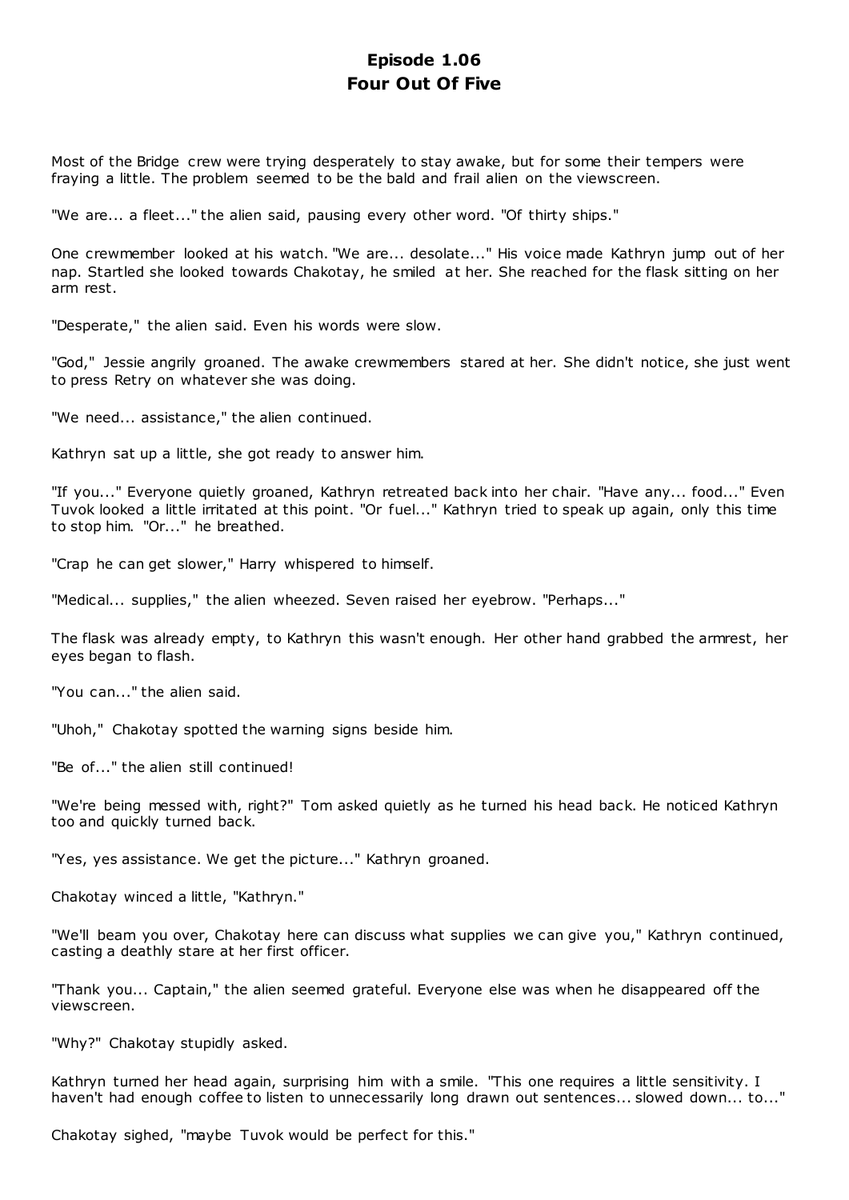# Episode 1.06
# Four Out Of Five

Most of the Bridge crew were trying desperately to stay awake, but for some their tempers were fraying a little. The problem seemed to be the bald and frail alien on the viewscreen.

"We are... a fleet..." the alien said, pausing every other word. "Of thirty ships."

One crewmember looked at his watch. "We are... desolate..." His voice made Kathryn jump out of her nap. Startled she looked towards Chakotay, he smiled at her. She reached for the flask sitting on her arm rest.

"Desperate," the alien said. Even his words were slow.

"God," Jessie angrily groaned. The awake crewmembers stared at her. She didn't notice, she just went to press Retry on whatever she was doing.

"We need... assistance," the alien continued.

Kathryn sat up a little, she got ready to answer him.

"If you..." Everyone quietly groaned, Kathryn retreated back into her chair. "Have any... food..." Even Tuvok looked a little irritated at this point. "Or fuel..." Kathryn tried to speak up again, only this time to stop him. "Or..." he breathed.

"Crap he can get slower," Harry whispered to himself.

"Medical... supplies," the alien wheezed. Seven raised her eyebrow. "Perhaps..."

The flask was already empty, to Kathryn this wasn't enough. Her other hand grabbed the armrest, her eyes began to flash.

"You can..." the alien said.

"Uhoh," Chakotay spotted the warning signs beside him.

"Be of..." the alien still continued!

"We're being messed with, right?" Tom asked quietly as he turned his head back. He noticed Kathryn too and quickly turned back.

"Yes, yes assistance. We get the picture..." Kathryn groaned.

Chakotay winced a little, "Kathryn."

"We'll beam you over, Chakotay here can discuss what supplies we can give you," Kathryn continued, casting a deathly stare at her first officer.

"Thank you... Captain," the alien seemed grateful. Everyone else was when he disappeared off the viewscreen.

"Why?" Chakotay stupidly asked.

Kathryn turned her head again, surprising him with a smile. "This one requires a little sensitivity. I haven't had enough coffee to listen to unnecessarily long drawn out sentences... slowed down... to..."

Chakotay sighed, "maybe Tuvok would be perfect for this."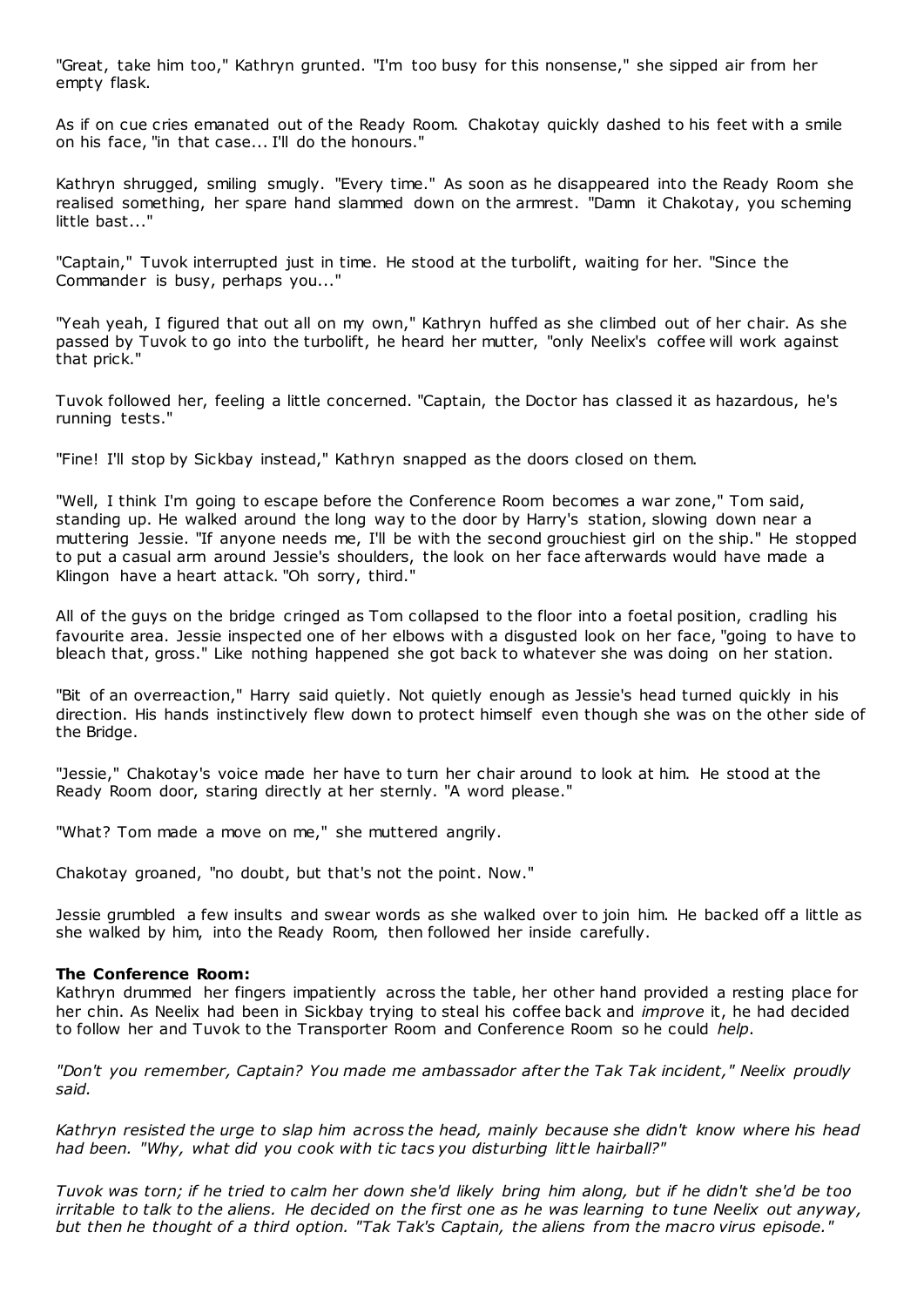"Great, take him too," Kathryn grunted. "I'm too busy for this nonsense," she sipped air from her empty flask.

As if on cue cries emanated out of the Ready Room. Chakotay quickly dashed to his feet with a smile on his face, "in that case... I'll do the honours."

Kathryn shrugged, smiling smugly. "Every time." As soon as he disappeared into the Ready Room she realised something, her spare hand slammed down on the armrest. "Damn it Chakotay, you scheming little bast..."

"Captain," Tuvok interrupted just in time. He stood at the turbolift, waiting for her. "Since the Commander is busy, perhaps you..."

"Yeah yeah, I figured that out all on my own," Kathryn huffed as she climbed out of her chair. As she passed by Tuvok to go into the turbolift, he heard her mutter, "only Neelix's coffee will work against that prick."

Tuvok followed her, feeling a little concerned. "Captain, the Doctor has classed it as hazardous, he's running tests."

"Fine! I'll stop by Sickbay instead," Kathryn snapped as the doors closed on them.

"Well, I think I'm going to escape before the Conference Room becomes a war zone," Tom said, standing up. He walked around the long way to the door by Harry's station, slowing down near a muttering Jessie. "If anyone needs me, I'll be with the second grouchiest girl on the ship." He stopped to put a casual arm around Jessie's shoulders, the look on her face afterwards would have made a Klingon have a heart attack. "Oh sorry, third."

All of the guys on the bridge cringed as Tom collapsed to the floor into a foetal position, cradling his favourite area. Jessie inspected one of her elbows with a disgusted look on her face, "going to have to bleach that, gross." Like nothing happened she got back to whatever she was doing on her station.

"Bit of an overreaction," Harry said quietly. Not quietly enough as Jessie's head turned quickly in his direction. His hands instinctively flew down to protect himself even though she was on the other side of the Bridge.

"Jessie," Chakotay's voice made her have to turn her chair around to look at him. He stood at the Ready Room door, staring directly at her sternly. "A word please."

"What? Tom made a move on me," she muttered angrily.

Chakotay groaned, "no doubt, but that's not the point. Now."

Jessie grumbled a few insults and swear words as she walked over to join him. He backed off a little as she walked by him, into the Ready Room, then followed her inside carefully.

**The Conference Room:**
Kathryn drummed her fingers impatiently across the table, her other hand provided a resting place for her chin. As Neelix had been in Sickbay trying to steal his coffee back and *improve* it, he had decided to follow her and Tuvok to the Transporter Room and Conference Room so he could *help*.

*"Don't you remember, Captain? You made me ambassador after the Tak Tak incident," Neelix proudly said.*

*Kathryn resisted the urge to slap him across the head, mainly because she didn't know where his head had been. "Why, what did you cook with tic tacs you disturbing little hairball?"*

*Tuvok was torn; if he tried to calm her down she'd likely bring him along, but if he didn't she'd be too irritable to talk to the aliens. He decided on the first one as he was learning to tune Neelix out anyway, but then he thought of a third option. "Tak Tak's Captain, the aliens from the macro virus episode."*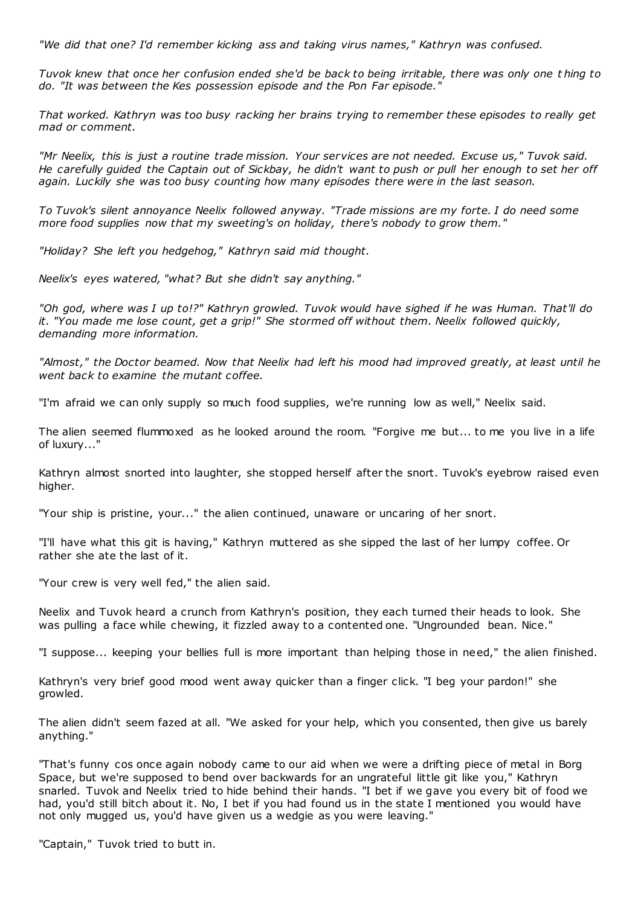*"We did that one? I'd remember kicking ass and taking virus names," Kathryn was confused.*

*Tuvok knew that once her confusion ended she'd be back to being irritable, there was only one thing to do. "It was between the Kes possession episode and the Pon Far episode."*

*That worked. Kathryn was too busy racking her brains trying to remember these episodes to really get mad or comment.*

*"Mr Neelix, this is just a routine trade mission. Your services are not needed. Excuse us," Tuvok said. He carefully guided the Captain out of Sickbay, he didn't want to push or pull her enough to set her off again. Luckily she was too busy counting how many episodes there were in the last season.*

*To Tuvok's silent annoyance Neelix followed anyway. "Trade missions are my forte. I do need some more food supplies now that my sweeting's on holiday, there's nobody to grow them."*

*"Holiday? She left you hedgehog," Kathryn said mid thought.*

*Neelix's eyes watered, "what? But she didn't say anything."*

*"Oh god, where was I up to!?" Kathryn growled. Tuvok would have sighed if he was Human. That'll do it. "You made me lose count, get a grip!" She stormed off without them. Neelix followed quickly, demanding more information.*

*"Almost," the Doctor beamed. Now that Neelix had left his mood had improved greatly, at least until he went back to examine the mutant coffee.*

"I'm afraid we can only supply so much food supplies, we're running low as well," Neelix said.

The alien seemed flummoxed as he looked around the room. "Forgive me but... to me you live in a life of luxury..."

Kathryn almost snorted into laughter, she stopped herself after the snort. Tuvok's eyebrow raised even higher.

"Your ship is pristine, your..." the alien continued, unaware or uncaring of her snort.

"I'll have what this git is having," Kathryn muttered as she sipped the last of her lumpy coffee. Or rather she ate the last of it.

"Your crew is very well fed," the alien said.

Neelix and Tuvok heard a crunch from Kathryn's position, they each turned their heads to look. She was pulling a face while chewing, it fizzled away to a contented one. "Ungrounded bean. Nice."

"I suppose... keeping your bellies full is more important than helping those in need," the alien finished.

Kathryn's very brief good mood went away quicker than a finger click. "I beg your pardon!" she growled.

The alien didn't seem fazed at all. "We asked for your help, which you consented, then give us barely anything."

"That's funny cos once again nobody came to our aid when we were a drifting piece of metal in Borg Space, but we're supposed to bend over backwards for an ungrateful little git like you," Kathryn snarled. Tuvok and Neelix tried to hide behind their hands. "I bet if we gave you every bit of food we had, you'd still bitch about it. No, I bet if you had found us in the state I mentioned you would have not only mugged us, you'd have given us a wedgie as you were leaving."

"Captain," Tuvok tried to butt in.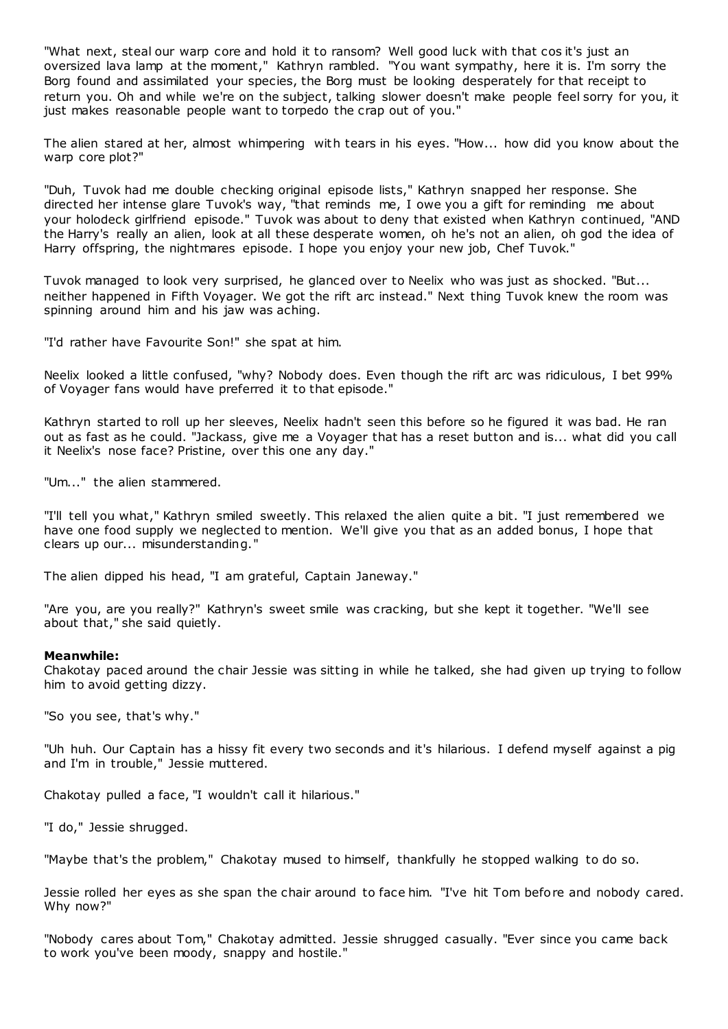"What next, steal our warp core and hold it to ransom? Well good luck with that cos it's just an oversized lava lamp at the moment," Kathryn rambled. "You want sympathy, here it is. I'm sorry the Borg found and assimilated your species, the Borg must be looking desperately for that receipt to return you. Oh and while we're on the subject, talking slower doesn't make people feel sorry for you, it just makes reasonable people want to torpedo the crap out of you."

The alien stared at her, almost whimpering with tears in his eyes. "How... how did you know about the warp core plot?"

"Duh, Tuvok had me double checking original episode lists," Kathryn snapped her response. She directed her intense glare Tuvok's way, "that reminds me, I owe you a gift for reminding me about your holodeck girlfriend episode." Tuvok was about to deny that existed when Kathryn continued, "AND the Harry's really an alien, look at all these desperate women, oh he's not an alien, oh god the idea of Harry offspring, the nightmares episode. I hope you enjoy your new job, Chef Tuvok."

Tuvok managed to look very surprised, he glanced over to Neelix who was just as shocked. "But... neither happened in Fifth Voyager. We got the rift arc instead." Next thing Tuvok knew the room was spinning around him and his jaw was aching.

"I'd rather have Favourite Son!" she spat at him.

Neelix looked a little confused, "why? Nobody does. Even though the rift arc was ridiculous, I bet 99% of Voyager fans would have preferred it to that episode."

Kathryn started to roll up her sleeves, Neelix hadn't seen this before so he figured it was bad. He ran out as fast as he could. "Jackass, give me a Voyager that has a reset button and is... what did you call it Neelix's nose face? Pristine, over this one any day."

"Um..." the alien stammered.

"I'll tell you what," Kathryn smiled sweetly. This relaxed the alien quite a bit. "I just remembered we have one food supply we neglected to mention. We'll give you that as an added bonus, I hope that clears up our... misunderstanding."

The alien dipped his head, "I am grateful, Captain Janeway."

"Are you, are you really?" Kathryn's sweet smile was cracking, but she kept it together. "We'll see about that," she said quietly.

**Meanwhile:**
Chakotay paced around the chair Jessie was sitting in while he talked, she had given up trying to follow him to avoid getting dizzy.

"So you see, that's why."

"Uh huh. Our Captain has a hissy fit every two seconds and it's hilarious. I defend myself against a pig and I'm in trouble," Jessie muttered.

Chakotay pulled a face, "I wouldn't call it hilarious."

"I do," Jessie shrugged.

"Maybe that's the problem," Chakotay mused to himself, thankfully he stopped walking to do so.

Jessie rolled her eyes as she span the chair around to face him. "I've hit Tom before and nobody cared. Why now?"

"Nobody cares about Tom," Chakotay admitted. Jessie shrugged casually. "Ever since you came back to work you've been moody, snappy and hostile."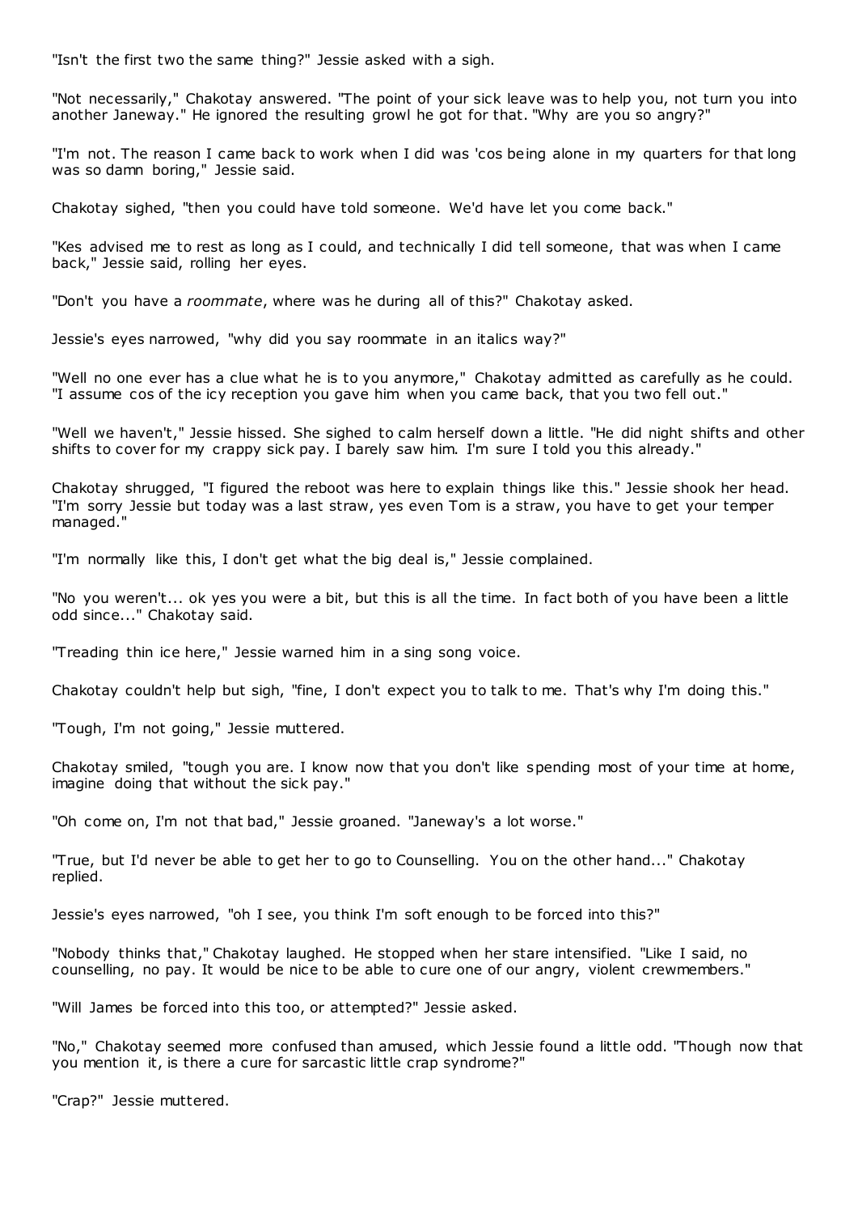"Isn't the first two the same thing?" Jessie asked with a sigh.

"Not necessarily," Chakotay answered. "The point of your sick leave was to help you, not turn you into another Janeway." He ignored the resulting growl he got for that. "Why are you so angry?"

"I'm not. The reason I came back to work when I did was 'cos being alone in my quarters for that long was so damn boring," Jessie said.

Chakotay sighed, "then you could have told someone. We'd have let you come back."

"Kes advised me to rest as long as I could, and technically I did tell someone, that was when I came back," Jessie said, rolling her eyes.

"Don't you have a *roommate*, where was he during all of this?" Chakotay asked.

Jessie's eyes narrowed, "why did you say roommate in an italics way?"

"Well no one ever has a clue what he is to you anymore," Chakotay admitted as carefully as he could. "I assume cos of the icy reception you gave him when you came back, that you two fell out."

"Well we haven't," Jessie hissed. She sighed to calm herself down a little. "He did night shifts and other shifts to cover for my crappy sick pay. I barely saw him. I'm sure I told you this already."

Chakotay shrugged, "I figured the reboot was here to explain things like this." Jessie shook her head. "I'm sorry Jessie but today was a last straw, yes even Tom is a straw, you have to get your temper managed."

"I'm normally like this, I don't get what the big deal is," Jessie complained.

"No you weren't... ok yes you were a bit, but this is all the time. In fact both of you have been a little odd since..." Chakotay said.

"Treading thin ice here," Jessie warned him in a sing song voice.

Chakotay couldn't help but sigh, "fine, I don't expect you to talk to me. That's why I'm doing this."

"Tough, I'm not going," Jessie muttered.

Chakotay smiled, "tough you are. I know now that you don't like spending most of your time at home, imagine doing that without the sick pay."

"Oh come on, I'm not that bad," Jessie groaned. "Janeway's a lot worse."

"True, but I'd never be able to get her to go to Counselling. You on the other hand..." Chakotay replied.

Jessie's eyes narrowed, "oh I see, you think I'm soft enough to be forced into this?"

"Nobody thinks that," Chakotay laughed. He stopped when her stare intensified. "Like I said, no counselling, no pay. It would be nice to be able to cure one of our angry, violent crewmembers."

"Will James be forced into this too, or attempted?" Jessie asked.

"No," Chakotay seemed more confused than amused, which Jessie found a little odd. "Though now that you mention it, is there a cure for sarcastic little crap syndrome?"

"Crap?" Jessie muttered.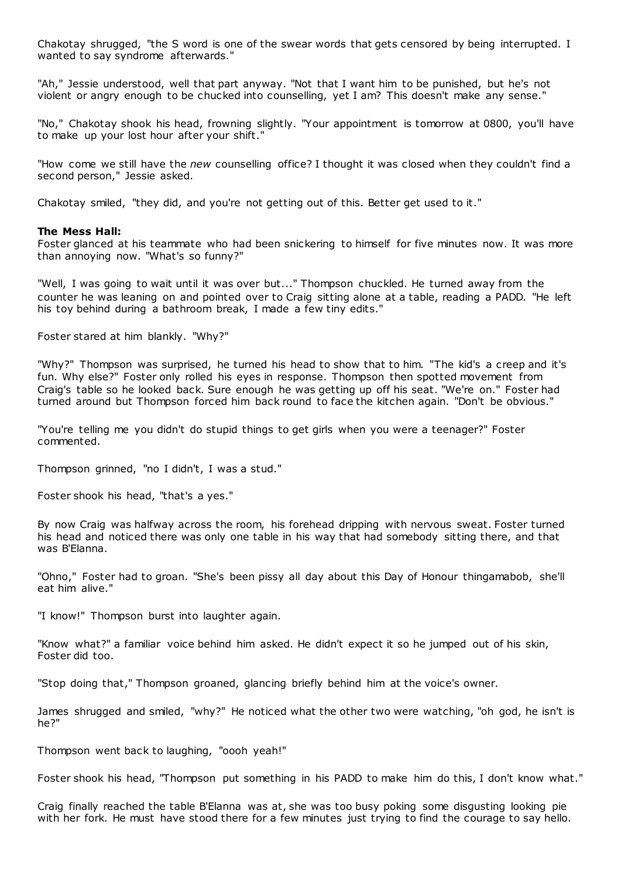Chakotay shrugged, "the S word is one of the swear words that gets censored by being interrupted. I wanted to say syndrome afterwards."

"Ah," Jessie understood, well that part anyway. "Not that I want him to be punished, but he's not violent or angry enough to be chucked into counselling, yet I am? This doesn't make any sense."

"No," Chakotay shook his head, frowning slightly. "Your appointment is tomorrow at 0800, you'll have to make up your lost hour after your shift."

"How come we still have the *new* counselling office? I thought it was closed when they couldn't find a second person," Jessie asked.

Chakotay smiled, "they did, and you're not getting out of this. Better get used to it."

**The Mess Hall:**
Foster glanced at his teammate who had been snickering to himself for five minutes now. It was more than annoying now. "What's so funny?"

"Well, I was going to wait until it was over but..." Thompson chuckled. He turned away from the counter he was leaning on and pointed over to Craig sitting alone at a table, reading a PADD. "He left his toy behind during a bathroom break, I made a few tiny edits."

Foster stared at him blankly. "Why?"

"Why?" Thompson was surprised, he turned his head to show that to him. "The kid's a creep and it's fun. Why else?" Foster only rolled his eyes in response. Thompson then spotted movement from Craig's table so he looked back. Sure enough he was getting up off his seat. "We're on." Foster had turned around but Thompson forced him back round to face the kitchen again. "Don't be obvious."

"You're telling me you didn't do stupid things to get girls when you were a teenager?" Foster commented.

Thompson grinned, "no I didn't, I was a stud."

Foster shook his head, "that's a yes."

By now Craig was halfway across the room, his forehead dripping with nervous sweat. Foster turned his head and noticed there was only one table in his way that had somebody sitting there, and that was B'Elanna.

"Ohno," Foster had to groan. "She's been pissy all day about this Day of Honour thingamabob, she'll eat him alive."

"I know!" Thompson burst into laughter again.

"Know what?" a familiar voice behind him asked. He didn't expect it so he jumped out of his skin, Foster did too.

"Stop doing that," Thompson groaned, glancing briefly behind him at the voice's owner.

James shrugged and smiled, "why?" He noticed what the other two were watching, "oh god, he isn't is he?"

Thompson went back to laughing, "oooh yeah!"

Foster shook his head, "Thompson put something in his PADD to make him do this, I don't know what."

Craig finally reached the table B'Elanna was at, she was too busy poking some disgusting looking pie with her fork. He must have stood there for a few minutes just trying to find the courage to say hello.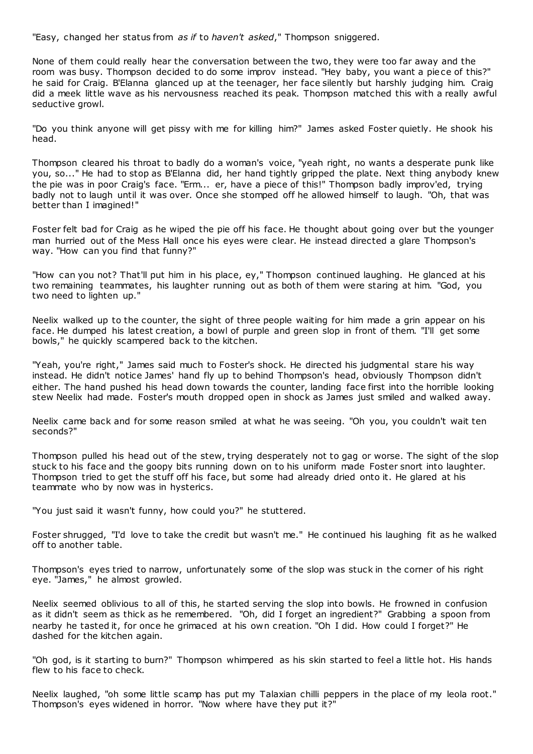"Easy, changed her status from *as if* to *haven't asked*," Thompson sniggered.

None of them could really hear the conversation between the two, they were too far away and the room was busy. Thompson decided to do some improv instead. "Hey baby, you want a piece of this?" he said for Craig. B'Elanna glanced up at the teenager, her face silently but harshly judging him. Craig did a meek little wave as his nervousness reached its peak. Thompson matched this with a really awful seductive growl.

"Do you think anyone will get pissy with me for killing him?" James asked Foster quietly. He shook his head.

Thompson cleared his throat to badly do a woman's voice, "yeah right, no wants a desperate punk like you, so..." He had to stop as B'Elanna did, her hand tightly gripped the plate. Next thing anybody knew the pie was in poor Craig's face. "Erm... er, have a piece of this!" Thompson badly improv'ed, trying badly not to laugh until it was over. Once she stomped off he allowed himself to laugh. "Oh, that was better than I imagined!"

Foster felt bad for Craig as he wiped the pie off his face. He thought about going over but the younger man hurried out of the Mess Hall once his eyes were clear. He instead directed a glare Thompson's way. "How can you find that funny?"

"How can you not? That'll put him in his place, ey," Thompson continued laughing. He glanced at his two remaining teammates, his laughter running out as both of them were staring at him. "God, you two need to lighten up."

Neelix walked up to the counter, the sight of three people waiting for him made a grin appear on his face. He dumped his latest creation, a bowl of purple and green slop in front of them. "I'll get some bowls," he quickly scampered back to the kitchen.

"Yeah, you're right," James said much to Foster's shock. He directed his judgmental stare his way instead. He didn't notice James' hand fly up to behind Thompson's head, obviously Thompson didn't either. The hand pushed his head down towards the counter, landing face first into the horrible looking stew Neelix had made. Foster's mouth dropped open in shock as James just smiled and walked away.

Neelix came back and for some reason smiled at what he was seeing. "Oh you, you couldn't wait ten seconds?"

Thompson pulled his head out of the stew, trying desperately not to gag or worse. The sight of the slop stuck to his face and the goopy bits running down on to his uniform made Foster snort into laughter. Thompson tried to get the stuff off his face, but some had already dried onto it. He glared at his teammate who by now was in hysterics.

"You just said it wasn't funny, how could you?" he stuttered.

Foster shrugged, "I'd love to take the credit but wasn't me." He continued his laughing fit as he walked off to another table.

Thompson's eyes tried to narrow, unfortunately some of the slop was stuck in the corner of his right eye. "James," he almost growled.

Neelix seemed oblivious to all of this, he started serving the slop into bowls. He frowned in confusion as it didn't seem as thick as he remembered. "Oh, did I forget an ingredient?" Grabbing a spoon from nearby he tasted it, for once he grimaced at his own creation. "Oh I did. How could I forget?" He dashed for the kitchen again.

"Oh god, is it starting to burn?" Thompson whimpered as his skin started to feel a little hot. His hands flew to his face to check.

Neelix laughed, "oh some little scamp has put my Talaxian chilli peppers in the place of my leola root." Thompson's eyes widened in horror. "Now where have they put it?"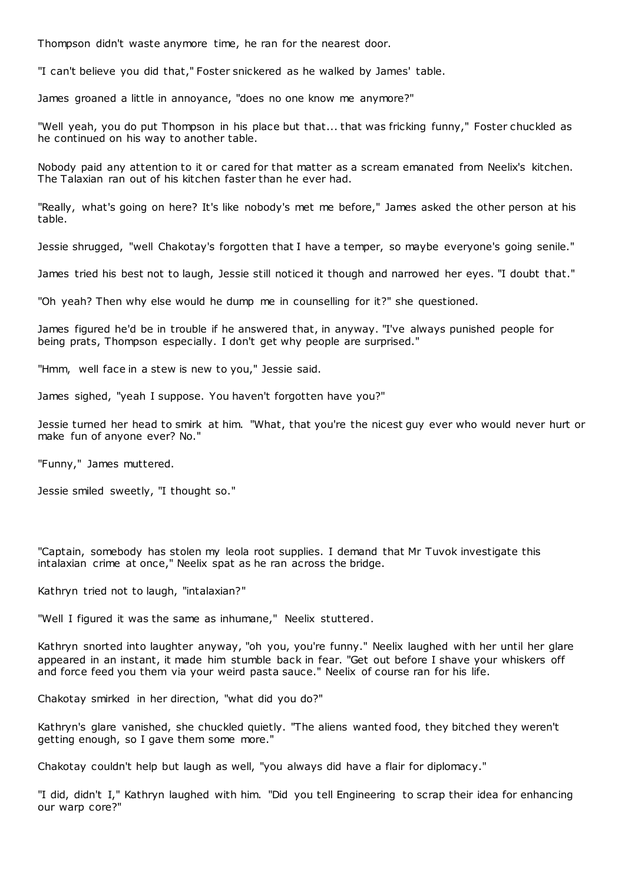Thompson didn't waste anymore time, he ran for the nearest door.

"I can't believe you did that," Foster snickered as he walked by James' table.

James groaned a little in annoyance, "does no one know me anymore?"

"Well yeah, you do put Thompson in his place but that... that was fricking funny," Foster chuckled as he continued on his way to another table.

Nobody paid any attention to it or cared for that matter as a scream emanated from Neelix's kitchen. The Talaxian ran out of his kitchen faster than he ever had.

"Really, what's going on here? It's like nobody's met me before," James asked the other person at his table.

Jessie shrugged, "well Chakotay's forgotten that I have a temper, so maybe everyone's going senile."

James tried his best not to laugh, Jessie still noticed it though and narrowed her eyes. "I doubt that."

"Oh yeah? Then why else would he dump me in counselling for it?" she questioned.

James figured he'd be in trouble if he answered that, in anyway. "I've always punished people for being prats, Thompson especially. I don't get why people are surprised."

"Hmm, well face in a stew is new to you," Jessie said.

James sighed, "yeah I suppose. You haven't forgotten have you?"

Jessie turned her head to smirk at him. "What, that you're the nicest guy ever who would never hurt or make fun of anyone ever? No."

"Funny," James muttered.

Jessie smiled sweetly, "I thought so."

"Captain, somebody has stolen my leola root supplies. I demand that Mr Tuvok investigate this intalaxian crime at once," Neelix spat as he ran across the bridge.

Kathryn tried not to laugh, "intalaxian?"

"Well I figured it was the same as inhumane," Neelix stuttered.

Kathryn snorted into laughter anyway, "oh you, you're funny." Neelix laughed with her until her glare appeared in an instant, it made him stumble back in fear. "Get out before I shave your whiskers off and force feed you them via your weird pasta sauce." Neelix of course ran for his life.

Chakotay smirked in her direction, "what did you do?"

Kathryn's glare vanished, she chuckled quietly. "The aliens wanted food, they bitched they weren't getting enough, so I gave them some more."

Chakotay couldn't help but laugh as well, "you always did have a flair for diplomacy."

"I did, didn't I," Kathryn laughed with him. "Did you tell Engineering to scrap their idea for enhancing our warp core?"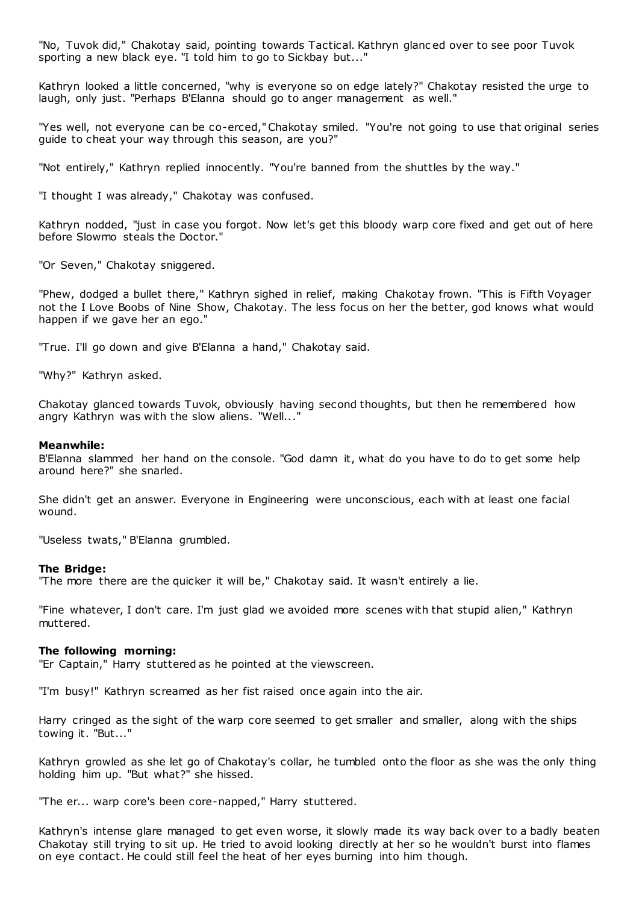"No, Tuvok did," Chakotay said, pointing towards Tactical. Kathryn glanced over to see poor Tuvok sporting a new black eye. "I told him to go to Sickbay but..."

Kathryn looked a little concerned, "why is everyone so on edge lately?" Chakotay resisted the urge to laugh, only just. "Perhaps B'Elanna should go to anger management as well."

"Yes well, not everyone can be co-erced," Chakotay smiled. "You're not going to use that original series guide to cheat your way through this season, are you?"

"Not entirely," Kathryn replied innocently. "You're banned from the shuttles by the way."

"I thought I was already," Chakotay was confused.

Kathryn nodded, "just in case you forgot. Now let's get this bloody warp core fixed and get out of here before Slowmo steals the Doctor."

"Or Seven," Chakotay sniggered.

"Phew, dodged a bullet there," Kathryn sighed in relief, making Chakotay frown. "This is Fifth Voyager not the I Love Boobs of Nine Show, Chakotay. The less focus on her the better, god knows what would happen if we gave her an ego."

"True. I'll go down and give B'Elanna a hand," Chakotay said.

"Why?" Kathryn asked.

Chakotay glanced towards Tuvok, obviously having second thoughts, but then he remembered how angry Kathryn was with the slow aliens. "Well..."

**Meanwhile:**
B'Elanna slammed her hand on the console. "God damn it, what do you have to do to get some help around here?" she snarled.

She didn't get an answer. Everyone in Engineering were unconscious, each with at least one facial wound.

"Useless twats," B'Elanna grumbled.

**The Bridge:**
"The more there are the quicker it will be," Chakotay said. It wasn't entirely a lie.

"Fine whatever, I don't care. I'm just glad we avoided more scenes with that stupid alien," Kathryn muttered.

**The following morning:**
"Er Captain," Harry stuttered as he pointed at the viewscreen.

"I'm busy!" Kathryn screamed as her fist raised once again into the air.

Harry cringed as the sight of the warp core seemed to get smaller and smaller, along with the ships towing it. "But..."

Kathryn growled as she let go of Chakotay's collar, he tumbled onto the floor as she was the only thing holding him up. "But what?" she hissed.

"The er... warp core's been core-napped," Harry stuttered.

Kathryn's intense glare managed to get even worse, it slowly made its way back over to a badly beaten Chakotay still trying to sit up. He tried to avoid looking directly at her so he wouldn't burst into flames on eye contact. He could still feel the heat of her eyes burning into him though.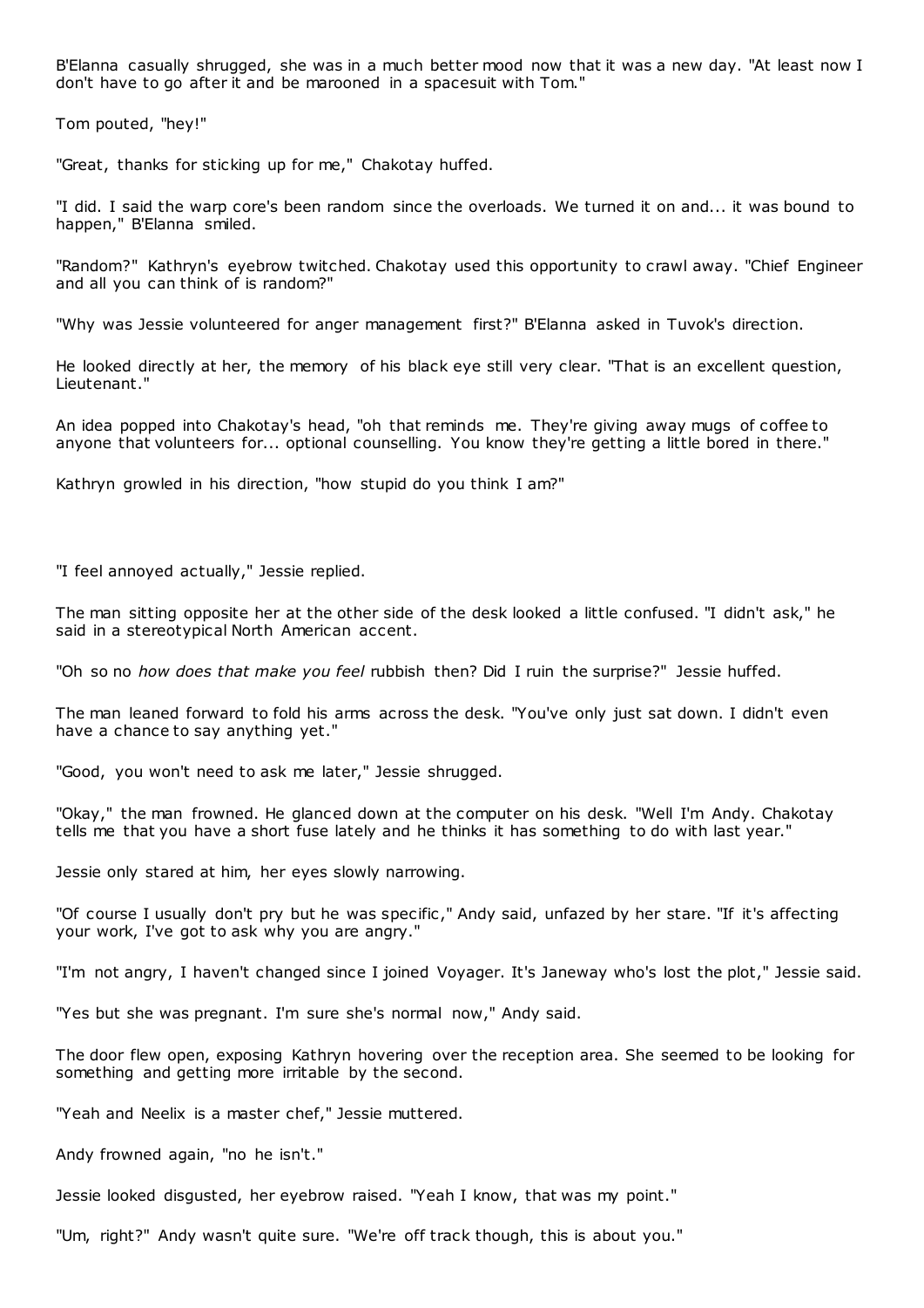B'Elanna casually shrugged, she was in a much better mood now that it was a new day. "At least now I don't have to go after it and be marooned in a spacesuit with Tom."

Tom pouted, "hey!"

"Great, thanks for sticking up for me," Chakotay huffed.

"I did. I said the warp core's been random since the overloads. We turned it on and... it was bound to happen," B'Elanna smiled.

"Random?" Kathryn's eyebrow twitched. Chakotay used this opportunity to crawl away. "Chief Engineer and all you can think of is random?"

"Why was Jessie volunteered for anger management first?" B'Elanna asked in Tuvok's direction.

He looked directly at her, the memory of his black eye still very clear. "That is an excellent question, Lieutenant."

An idea popped into Chakotay's head, "oh that reminds me. They're giving away mugs of coffee to anyone that volunteers for... optional counselling. You know they're getting a little bored in there."

Kathryn growled in his direction, "how stupid do you think I am?"

"I feel annoyed actually," Jessie replied.

The man sitting opposite her at the other side of the desk looked a little confused. "I didn't ask," he said in a stereotypical North American accent.

"Oh so no *how does that make you feel* rubbish then? Did I ruin the surprise?" Jessie huffed.

The man leaned forward to fold his arms across the desk. "You've only just sat down. I didn't even have a chance to say anything yet."

"Good, you won't need to ask me later," Jessie shrugged.

"Okay," the man frowned. He glanced down at the computer on his desk. "Well I'm Andy. Chakotay tells me that you have a short fuse lately and he thinks it has something to do with last year."

Jessie only stared at him, her eyes slowly narrowing.

"Of course I usually don't pry but he was specific," Andy said, unfazed by her stare. "If it's affecting your work, I've got to ask why you are angry."

"I'm not angry, I haven't changed since I joined Voyager. It's Janeway who's lost the plot," Jessie said.

"Yes but she was pregnant. I'm sure she's normal now," Andy said.

The door flew open, exposing Kathryn hovering over the reception area. She seemed to be looking for something and getting more irritable by the second.

"Yeah and Neelix is a master chef," Jessie muttered.

Andy frowned again, "no he isn't."

Jessie looked disgusted, her eyebrow raised. "Yeah I know, that was my point."

"Um, right?" Andy wasn't quite sure. "We're off track though, this is about you."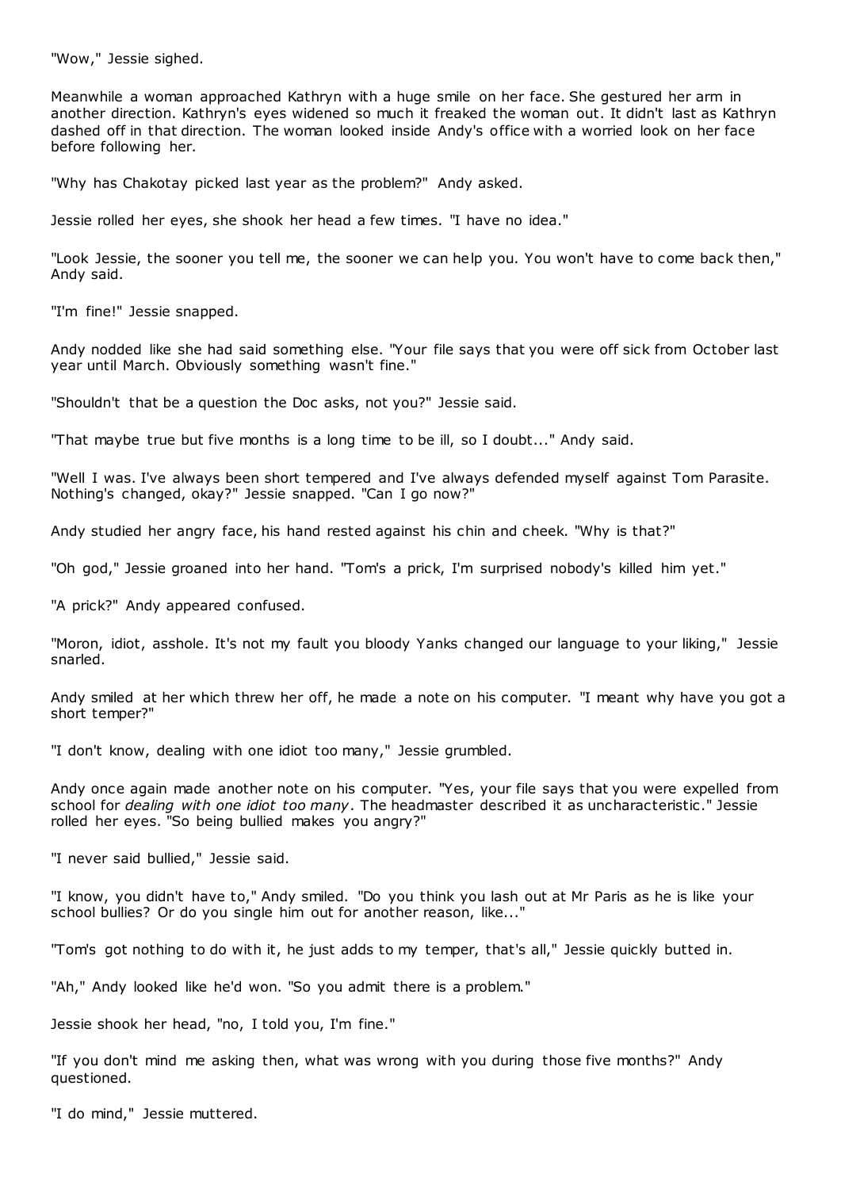"Wow," Jessie sighed.

Meanwhile a woman approached Kathryn with a huge smile on her face. She gestured her arm in another direction. Kathryn's eyes widened so much it freaked the woman out. It didn't last as Kathryn dashed off in that direction. The woman looked inside Andy's office with a worried look on her face before following her.

"Why has Chakotay picked last year as the problem?" Andy asked.

Jessie rolled her eyes, she shook her head a few times. "I have no idea."

"Look Jessie, the sooner you tell me, the sooner we can help you. You won't have to come back then," Andy said.

"I'm fine!" Jessie snapped.

Andy nodded like she had said something else. "Your file says that you were off sick from October last year until March. Obviously something wasn't fine."

"Shouldn't that be a question the Doc asks, not you?" Jessie said.

"That maybe true but five months is a long time to be ill, so I doubt..." Andy said.

"Well I was. I've always been short tempered and I've always defended myself against Tom Parasite. Nothing's changed, okay?" Jessie snapped. "Can I go now?"

Andy studied her angry face, his hand rested against his chin and cheek. "Why is that?"

"Oh god," Jessie groaned into her hand. "Tom's a prick, I'm surprised nobody's killed him yet."

"A prick?" Andy appeared confused.

"Moron, idiot, asshole. It's not my fault you bloody Yanks changed our language to your liking," Jessie snarled.

Andy smiled at her which threw her off, he made a note on his computer. "I meant why have you got a short temper?"

"I don't know, dealing with one idiot too many," Jessie grumbled.

Andy once again made another note on his computer. "Yes, your file says that you were expelled from school for *dealing with one idiot too many*. The headmaster described it as uncharacteristic." Jessie rolled her eyes. "So being bullied makes you angry?"

"I never said bullied," Jessie said.

"I know, you didn't have to," Andy smiled. "Do you think you lash out at Mr Paris as he is like your school bullies? Or do you single him out for another reason, like..."

"Tom's got nothing to do with it, he just adds to my temper, that's all," Jessie quickly butted in.

"Ah," Andy looked like he'd won. "So you admit there is a problem."

Jessie shook her head, "no, I told you, I'm fine."

"If you don't mind me asking then, what was wrong with you during those five months?" Andy questioned.

"I do mind," Jessie muttered.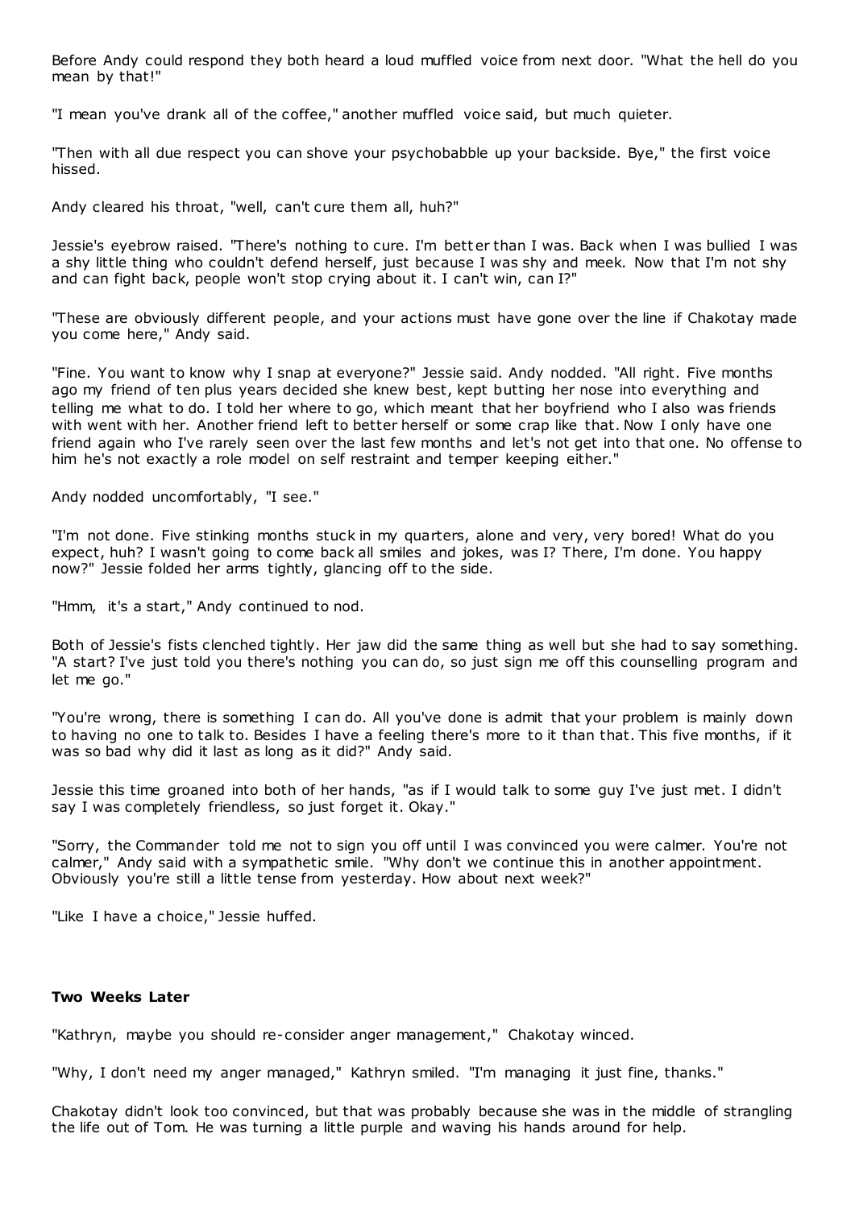Before Andy could respond they both heard a loud muffled voice from next door. "What the hell do you mean by that!"

"I mean you've drank all of the coffee," another muffled voice said, but much quieter.

"Then with all due respect you can shove your psychobabble up your backside. Bye," the first voice hissed.

Andy cleared his throat, "well, can't cure them all, huh?"

Jessie's eyebrow raised. "There's nothing to cure. I'm better than I was. Back when I was bullied I was a shy little thing who couldn't defend herself, just because I was shy and meek. Now that I'm not shy and can fight back, people won't stop crying about it. I can't win, can I?"

"These are obviously different people, and your actions must have gone over the line if Chakotay made you come here," Andy said.

"Fine. You want to know why I snap at everyone?" Jessie said. Andy nodded. "All right. Five months ago my friend of ten plus years decided she knew best, kept butting her nose into everything and telling me what to do. I told her where to go, which meant that her boyfriend who I also was friends with went with her. Another friend left to better herself or some crap like that. Now I only have one friend again who I've rarely seen over the last few months and let's not get into that one. No offense to him he's not exactly a role model on self restraint and temper keeping either."

Andy nodded uncomfortably, "I see."

"I'm not done. Five stinking months stuck in my quarters, alone and very, very bored! What do you expect, huh? I wasn't going to come back all smiles and jokes, was I? There, I'm done. You happy now?" Jessie folded her arms tightly, glancing off to the side.

"Hmm, it's a start," Andy continued to nod.

Both of Jessie's fists clenched tightly. Her jaw did the same thing as well but she had to say something. "A start? I've just told you there's nothing you can do, so just sign me off this counselling program and let me go."

"You're wrong, there is something I can do. All you've done is admit that your problem is mainly down to having no one to talk to. Besides I have a feeling there's more to it than that. This five months, if it was so bad why did it last as long as it did?" Andy said.

Jessie this time groaned into both of her hands, "as if I would talk to some guy I've just met. I didn't say I was completely friendless, so just forget it. Okay."

"Sorry, the Commander told me not to sign you off until I was convinced you were calmer. You're not calmer," Andy said with a sympathetic smile. "Why don't we continue this in another appointment. Obviously you're still a little tense from yesterday. How about next week?"

"Like I have a choice," Jessie huffed.

**Two Weeks Later**

"Kathryn, maybe you should re-consider anger management," Chakotay winced.

"Why, I don't need my anger managed," Kathryn smiled. "I'm managing it just fine, thanks."

Chakotay didn't look too convinced, but that was probably because she was in the middle of strangling the life out of Tom. He was turning a little purple and waving his hands around for help.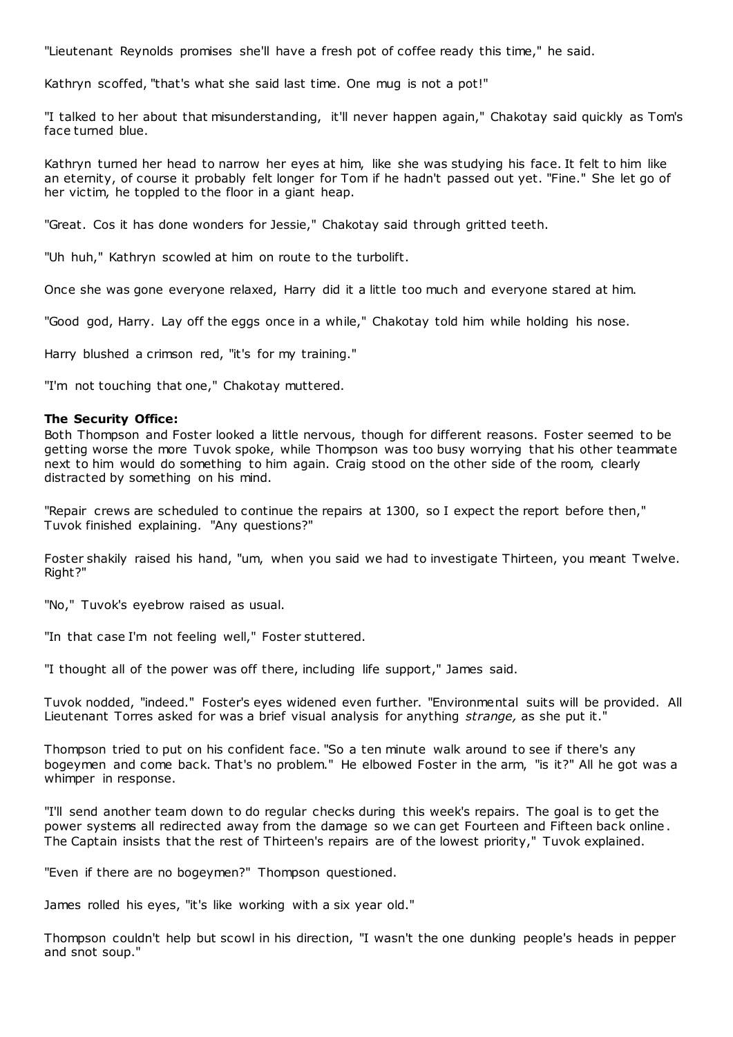"Lieutenant Reynolds promises she'll have a fresh pot of coffee ready this time," he said.

Kathryn scoffed, "that's what she said last time. One mug is not a pot!"

"I talked to her about that misunderstanding, it'll never happen again," Chakotay said quickly as Tom's face turned blue.

Kathryn turned her head to narrow her eyes at him, like she was studying his face. It felt to him like an eternity, of course it probably felt longer for Tom if he hadn't passed out yet. "Fine." She let go of her victim, he toppled to the floor in a giant heap.

"Great. Cos it has done wonders for Jessie," Chakotay said through gritted teeth.

"Uh huh," Kathryn scowled at him on route to the turbolift.

Once she was gone everyone relaxed, Harry did it a little too much and everyone stared at him.

"Good god, Harry. Lay off the eggs once in a while," Chakotay told him while holding his nose.

Harry blushed a crimson red, "it's for my training."

"I'm not touching that one," Chakotay muttered.

**The Security Office:**
Both Thompson and Foster looked a little nervous, though for different reasons. Foster seemed to be getting worse the more Tuvok spoke, while Thompson was too busy worrying that his other teammate next to him would do something to him again. Craig stood on the other side of the room, clearly distracted by something on his mind.

"Repair crews are scheduled to continue the repairs at 1300, so I expect the report before then," Tuvok finished explaining. "Any questions?"

Foster shakily raised his hand, "um, when you said we had to investigate Thirteen, you meant Twelve. Right?"

"No," Tuvok's eyebrow raised as usual.

"In that case I'm not feeling well," Foster stuttered.

"I thought all of the power was off there, including life support," James said.

Tuvok nodded, "indeed." Foster's eyes widened even further. "Environmental suits will be provided. All Lieutenant Torres asked for was a brief visual analysis for anything *strange,* as she put it."

Thompson tried to put on his confident face. "So a ten minute walk around to see if there's any bogeymen and come back. That's no problem." He elbowed Foster in the arm, "is it?" All he got was a whimper in response.

"I'll send another team down to do regular checks during this week's repairs. The goal is to get the power systems all redirected away from the damage so we can get Fourteen and Fifteen back online. The Captain insists that the rest of Thirteen's repairs are of the lowest priority," Tuvok explained.

"Even if there are no bogeymen?" Thompson questioned.

James rolled his eyes, "it's like working with a six year old."

Thompson couldn't help but scowl in his direction, "I wasn't the one dunking people's heads in pepper and snot soup."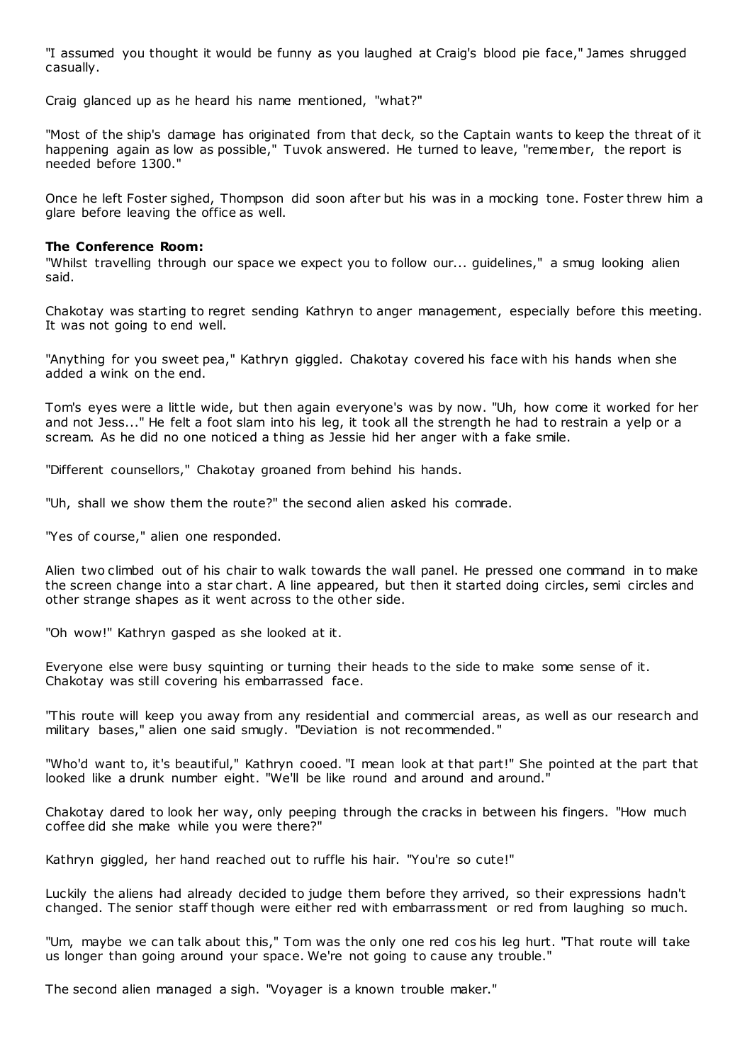"I assumed you thought it would be funny as you laughed at Craig's blood pie face," James shrugged casually.

Craig glanced up as he heard his name mentioned, "what?"

"Most of the ship's damage has originated from that deck, so the Captain wants to keep the threat of it happening again as low as possible," Tuvok answered. He turned to leave, "remember, the report is needed before 1300."

Once he left Foster sighed, Thompson did soon after but his was in a mocking tone. Foster threw him a glare before leaving the office as well.

**The Conference Room:**

"Whilst travelling through our space we expect you to follow our... guidelines," a smug looking alien said.

Chakotay was starting to regret sending Kathryn to anger management, especially before this meeting. It was not going to end well.

"Anything for you sweet pea," Kathryn giggled. Chakotay covered his face with his hands when she added a wink on the end.

Tom's eyes were a little wide, but then again everyone's was by now. "Uh, how come it worked for her and not Jess..." He felt a foot slam into his leg, it took all the strength he had to restrain a yelp or a scream. As he did no one noticed a thing as Jessie hid her anger with a fake smile.

"Different counsellors," Chakotay groaned from behind his hands.

"Uh, shall we show them the route?" the second alien asked his comrade.

"Yes of course," alien one responded.

Alien two climbed out of his chair to walk towards the wall panel. He pressed one command in to make the screen change into a star chart. A line appeared, but then it started doing circles, semi circles and other strange shapes as it went across to the other side.

"Oh wow!" Kathryn gasped as she looked at it.

Everyone else were busy squinting or turning their heads to the side to make some sense of it. Chakotay was still covering his embarrassed face.

"This route will keep you away from any residential and commercial areas, as well as our research and military bases," alien one said smugly. "Deviation is not recommended."

"Who'd want to, it's beautiful," Kathryn cooed. "I mean look at that part!" She pointed at the part that looked like a drunk number eight. "We'll be like round and around and around."

Chakotay dared to look her way, only peeping through the cracks in between his fingers. "How much coffee did she make while you were there?"

Kathryn giggled, her hand reached out to ruffle his hair. "You're so cute!"

Luckily the aliens had already decided to judge them before they arrived, so their expressions hadn't changed. The senior staff though were either red with embarrassment or red from laughing so much.

"Um, maybe we can talk about this," Tom was the only one red cos his leg hurt. "That route will take us longer than going around your space. We're not going to cause any trouble."

The second alien managed a sigh. "Voyager is a known trouble maker."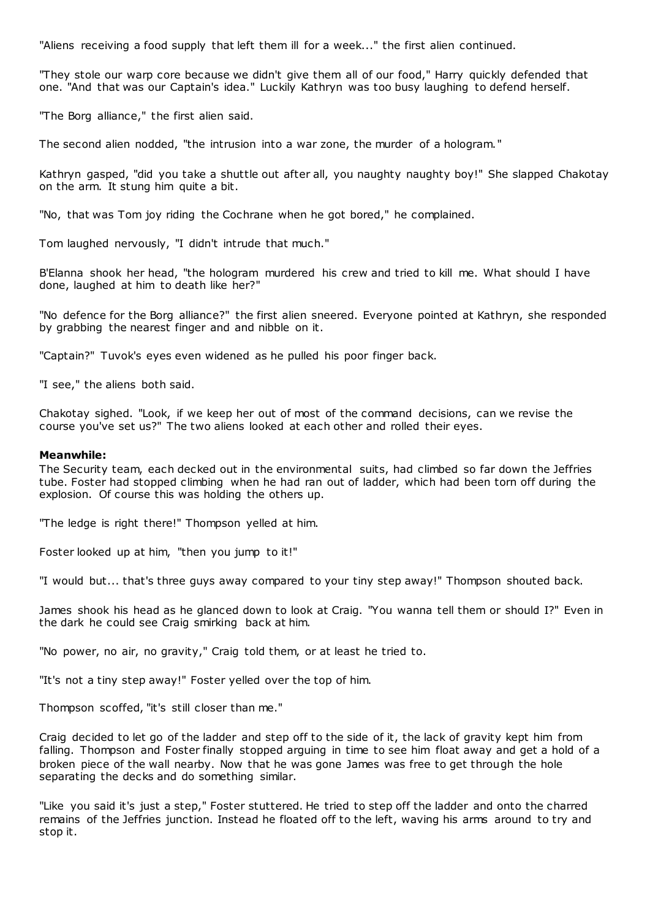"Aliens receiving a food supply that left them ill for a week..." the first alien continued.

"They stole our warp core because we didn't give them all of our food," Harry quickly defended that one. "And that was our Captain's idea." Luckily Kathryn was too busy laughing to defend herself.

"The Borg alliance," the first alien said.

The second alien nodded, "the intrusion into a war zone, the murder of a hologram."

Kathryn gasped, "did you take a shuttle out after all, you naughty naughty boy!" She slapped Chakotay on the arm. It stung him quite a bit.

"No, that was Tom joy riding the Cochrane when he got bored," he complained.

Tom laughed nervously, "I didn't intrude that much."

B'Elanna shook her head, "the hologram murdered his crew and tried to kill me. What should I have done, laughed at him to death like her?"

"No defence for the Borg alliance?" the first alien sneered. Everyone pointed at Kathryn, she responded by grabbing the nearest finger and and nibble on it.

"Captain?" Tuvok's eyes even widened as he pulled his poor finger back.

"I see," the aliens both said.

Chakotay sighed. "Look, if we keep her out of most of the command decisions, can we revise the course you've set us?" The two aliens looked at each other and rolled their eyes.

**Meanwhile:**

The Security team, each decked out in the environmental suits, had climbed so far down the Jeffries tube. Foster had stopped climbing when he had ran out of ladder, which had been torn off during the explosion. Of course this was holding the others up.

"The ledge is right there!" Thompson yelled at him.

Foster looked up at him, "then you jump to it!"

"I would but... that's three guys away compared to your tiny step away!" Thompson shouted back.

James shook his head as he glanced down to look at Craig. "You wanna tell them or should I?" Even in the dark he could see Craig smirking back at him.

"No power, no air, no gravity," Craig told them, or at least he tried to.

"It's not a tiny step away!" Foster yelled over the top of him.

Thompson scoffed, "it's still closer than me."

Craig decided to let go of the ladder and step off to the side of it, the lack of gravity kept him from falling. Thompson and Foster finally stopped arguing in time to see him float away and get a hold of a broken piece of the wall nearby. Now that he was gone James was free to get through the hole separating the decks and do something similar.

"Like you said it's just a step," Foster stuttered. He tried to step off the ladder and onto the charred remains of the Jeffries junction. Instead he floated off to the left, waving his arms around to try and stop it.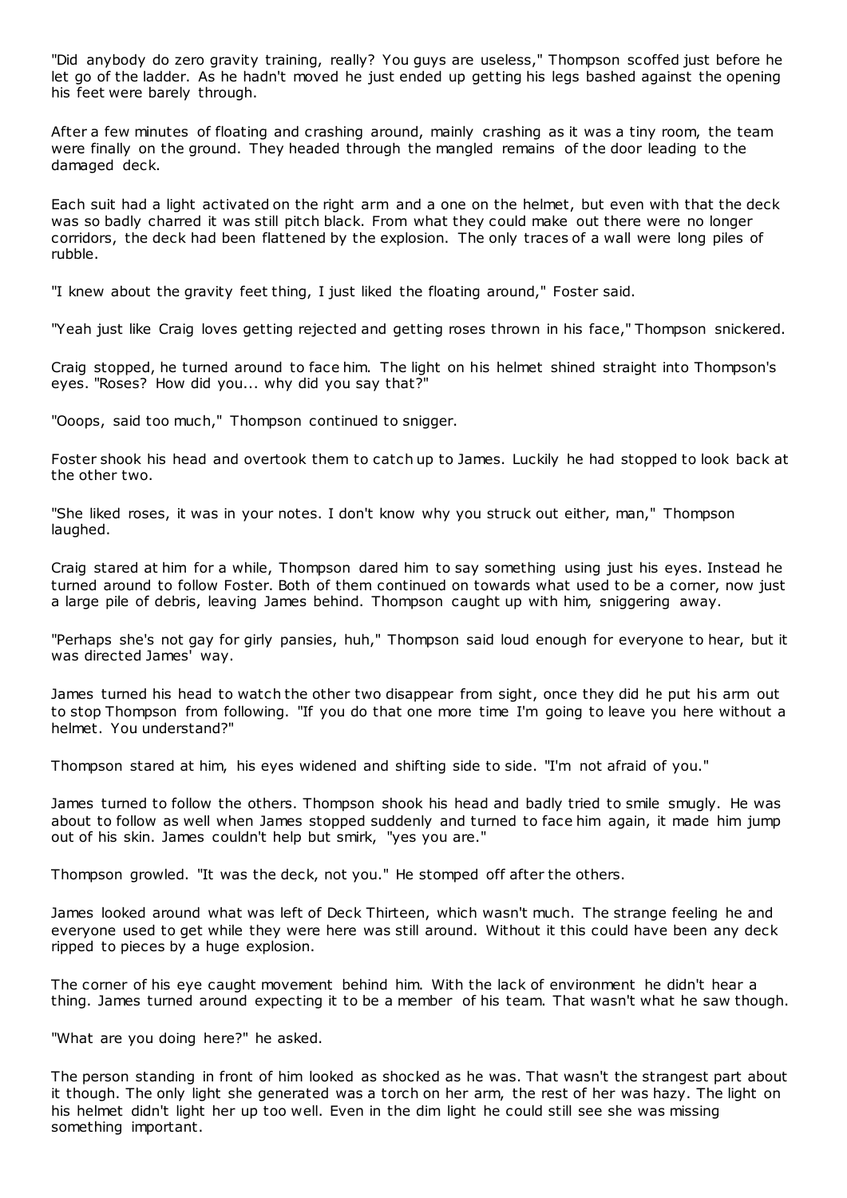"Did anybody do zero gravity training, really? You guys are useless," Thompson scoffed just before he let go of the ladder. As he hadn't moved he just ended up getting his legs bashed against the opening his feet were barely through.

After a few minutes of floating and crashing around, mainly crashing as it was a tiny room, the team were finally on the ground. They headed through the mangled remains of the door leading to the damaged deck.

Each suit had a light activated on the right arm and a one on the helmet, but even with that the deck was so badly charred it was still pitch black. From what they could make out there were no longer corridors, the deck had been flattened by the explosion. The only traces of a wall were long piles of rubble.

"I knew about the gravity feet thing, I just liked the floating around," Foster said.

"Yeah just like Craig loves getting rejected and getting roses thrown in his face," Thompson snickered.

Craig stopped, he turned around to face him. The light on his helmet shined straight into Thompson's eyes. "Roses? How did you... why did you say that?"

"Ooops, said too much," Thompson continued to snigger.

Foster shook his head and overtook them to catch up to James. Luckily he had stopped to look back at the other two.

"She liked roses, it was in your notes. I don't know why you struck out either, man," Thompson laughed.

Craig stared at him for a while, Thompson dared him to say something using just his eyes. Instead he turned around to follow Foster. Both of them continued on towards what used to be a corner, now just a large pile of debris, leaving James behind. Thompson caught up with him, sniggering away.

"Perhaps she's not gay for girly pansies, huh," Thompson said loud enough for everyone to hear, but it was directed James' way.

James turned his head to watch the other two disappear from sight, once they did he put his arm out to stop Thompson from following. "If you do that one more time I'm going to leave you here without a helmet. You understand?"

Thompson stared at him, his eyes widened and shifting side to side. "I'm not afraid of you."

James turned to follow the others. Thompson shook his head and badly tried to smile smugly. He was about to follow as well when James stopped suddenly and turned to face him again, it made him jump out of his skin. James couldn't help but smirk, "yes you are."

Thompson growled. "It was the deck, not you." He stomped off after the others.

James looked around what was left of Deck Thirteen, which wasn't much. The strange feeling he and everyone used to get while they were here was still around. Without it this could have been any deck ripped to pieces by a huge explosion.

The corner of his eye caught movement behind him. With the lack of environment he didn't hear a thing. James turned around expecting it to be a member of his team. That wasn't what he saw though.

"What are you doing here?" he asked.

The person standing in front of him looked as shocked as he was. That wasn't the strangest part about it though. The only light she generated was a torch on her arm, the rest of her was hazy. The light on his helmet didn't light her up too well. Even in the dim light he could still see she was missing something important.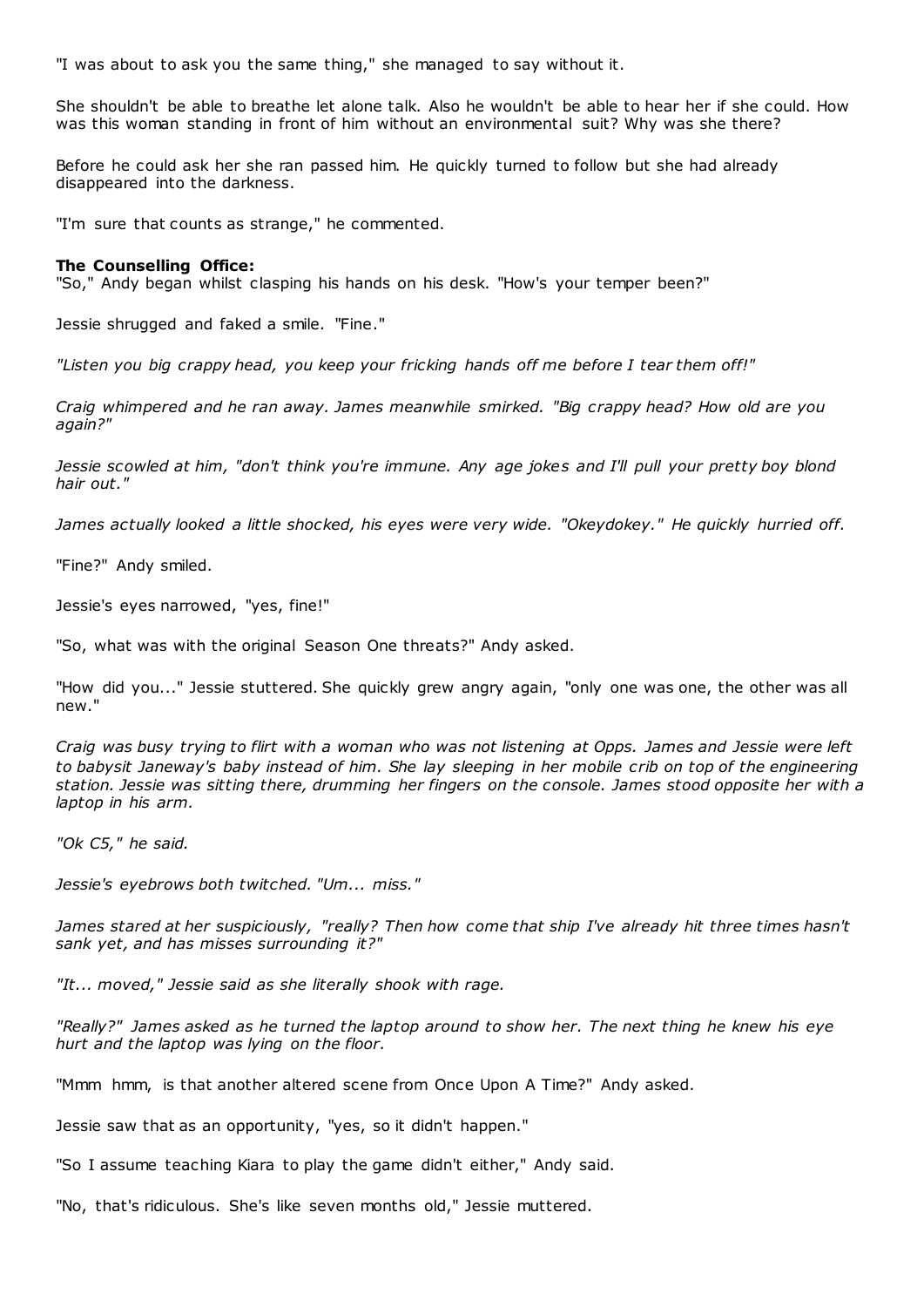"I was about to ask you the same thing," she managed to say without it.

She shouldn't be able to breathe let alone talk. Also he wouldn't be able to hear her if she could. How was this woman standing in front of him without an environmental suit? Why was she there?

Before he could ask her she ran passed him. He quickly turned to follow but she had already disappeared into the darkness.

"I'm sure that counts as strange," he commented.

**The Counselling Office:**

"So," Andy began whilst clasping his hands on his desk. "How's your temper been?"

Jessie shrugged and faked a smile. "Fine."

*"Listen you big crappy head, you keep your fricking hands off me before I tear them off!"*

*Craig whimpered and he ran away. James meanwhile smirked. "Big crappy head? How old are you again?"*

*Jessie scowled at him, "don't think you're immune. Any age jokes and I'll pull your pretty boy blond hair out."*

*James actually looked a little shocked, his eyes were very wide. "Okeydokey." He quickly hurried off.*

"Fine?" Andy smiled.

Jessie's eyes narrowed, "yes, fine!"

"So, what was with the original Season One threats?" Andy asked.

"How did you..." Jessie stuttered. She quickly grew angry again, "only one was one, the other was all new."

*Craig was busy trying to flirt with a woman who was not listening at Opps. James and Jessie were left to babysit Janeway's baby instead of him. She lay sleeping in her mobile crib on top of the engineering station. Jessie was sitting there, drumming her fingers on the console. James stood opposite her with a laptop in his arm.*

*"Ok C5," he said.*

*Jessie's eyebrows both twitched. "Um... miss."*

*James stared at her suspiciously, "really? Then how come that ship I've already hit three times hasn't sank yet, and has misses surrounding it?"*

*"It... moved," Jessie said as she literally shook with rage.*

*"Really?" James asked as he turned the laptop around to show her. The next thing he knew his eye hurt and the laptop was lying on the floor.*

"Mmm hmm, is that another altered scene from Once Upon A Time?" Andy asked.

Jessie saw that as an opportunity, "yes, so it didn't happen."

"So I assume teaching Kiara to play the game didn't either," Andy said.

"No, that's ridiculous. She's like seven months old," Jessie muttered.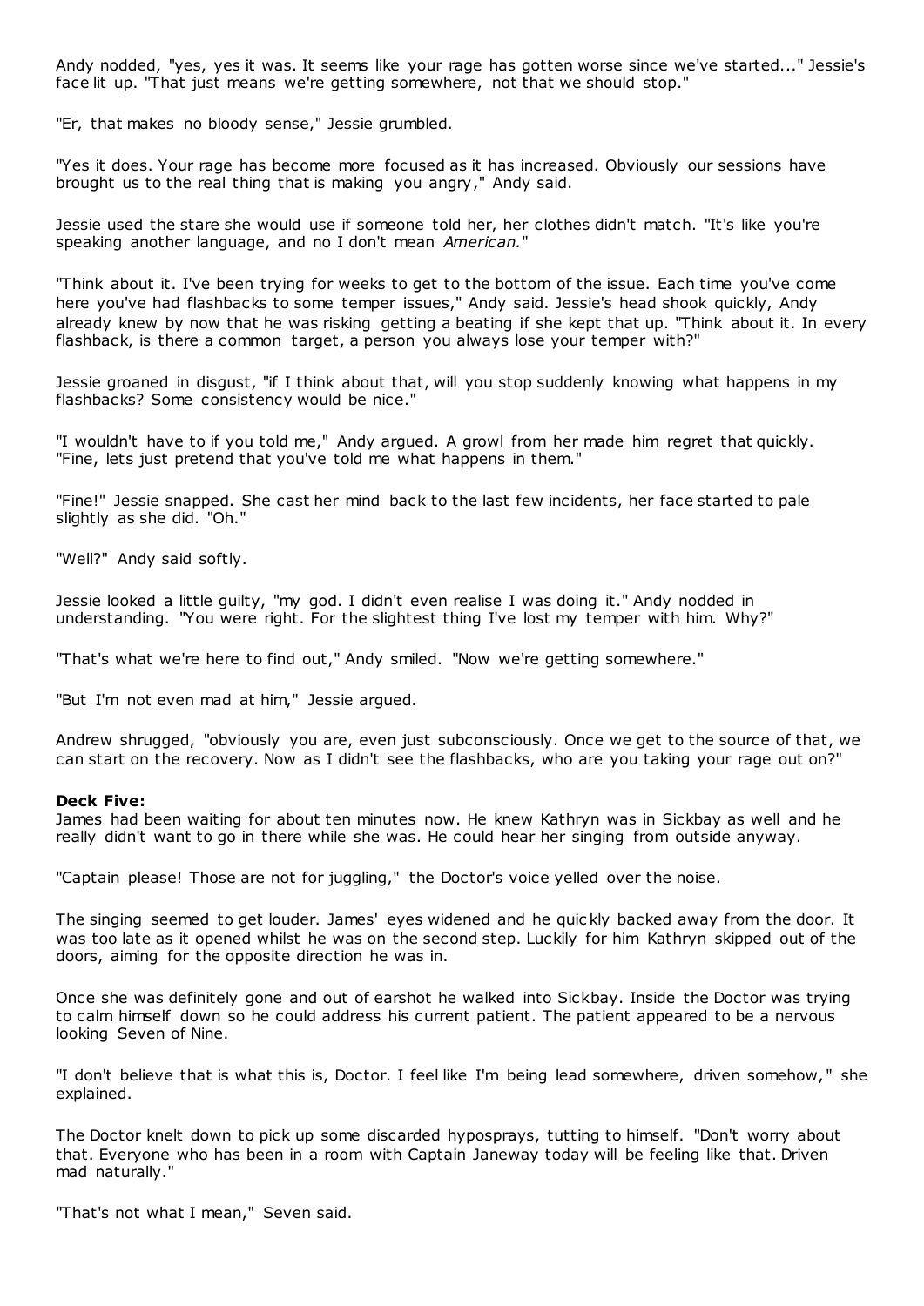Andy nodded, "yes, yes it was. It seems like your rage has gotten worse since we've started..." Jessie's face lit up. "That just means we're getting somewhere, not that we should stop."

"Er, that makes no bloody sense," Jessie grumbled.

"Yes it does. Your rage has become more focused as it has increased. Obviously our sessions have brought us to the real thing that is making you angry," Andy said.

Jessie used the stare she would use if someone told her, her clothes didn't match. "It's like you're speaking another language, and no I don't mean *American.*"

"Think about it. I've been trying for weeks to get to the bottom of the issue. Each time you've come here you've had flashbacks to some temper issues," Andy said. Jessie's head shook quickly, Andy already knew by now that he was risking getting a beating if she kept that up. "Think about it. In every flashback, is there a common target, a person you always lose your temper with?"

Jessie groaned in disgust, "if I think about that, will you stop suddenly knowing what happens in my flashbacks? Some consistency would be nice."

"I wouldn't have to if you told me," Andy argued. A growl from her made him regret that quickly. "Fine, lets just pretend that you've told me what happens in them."

"Fine!" Jessie snapped. She cast her mind back to the last few incidents, her face started to pale slightly as she did. "Oh."

"Well?" Andy said softly.

Jessie looked a little guilty, "my god. I didn't even realise I was doing it." Andy nodded in understanding. "You were right. For the slightest thing I've lost my temper with him. Why?"

"That's what we're here to find out," Andy smiled. "Now we're getting somewhere."

"But I'm not even mad at him," Jessie argued.

Andrew shrugged, "obviously you are, even just subconsciously. Once we get to the source of that, we can start on the recovery. Now as I didn't see the flashbacks, who are you taking your rage out on?"

**Deck Five:**
James had been waiting for about ten minutes now. He knew Kathryn was in Sickbay as well and he really didn't want to go in there while she was. He could hear her singing from outside anyway.

"Captain please! Those are not for juggling," the Doctor's voice yelled over the noise.

The singing seemed to get louder. James' eyes widened and he quickly backed away from the door. It was too late as it opened whilst he was on the second step. Luckily for him Kathryn skipped out of the doors, aiming for the opposite direction he was in.

Once she was definitely gone and out of earshot he walked into Sickbay. Inside the Doctor was trying to calm himself down so he could address his current patient. The patient appeared to be a nervous looking Seven of Nine.

"I don't believe that is what this is, Doctor. I feel like I'm being lead somewhere, driven somehow," she explained.

The Doctor knelt down to pick up some discarded hyposprays, tutting to himself. "Don't worry about that. Everyone who has been in a room with Captain Janeway today will be feeling like that. Driven mad naturally."

"That's not what I mean," Seven said.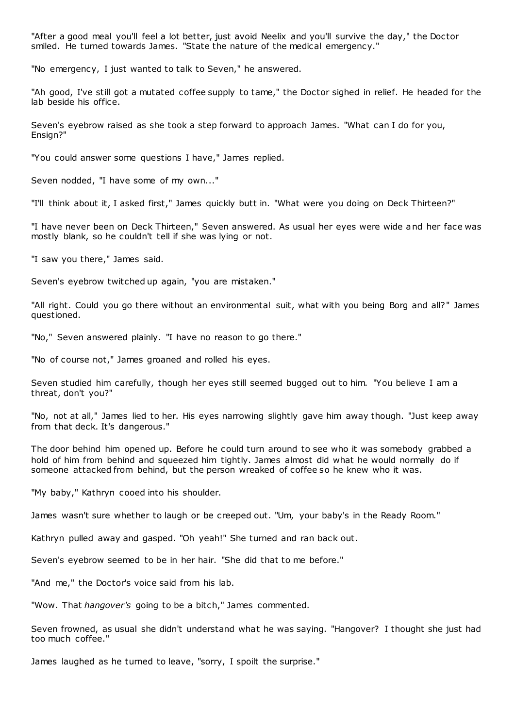"After a good meal you'll feel a lot better, just avoid Neelix and you'll survive the day," the Doctor smiled. He turned towards James. "State the nature of the medical emergency."

"No emergency, I just wanted to talk to Seven," he answered.

"Ah good, I've still got a mutated coffee supply to tame," the Doctor sighed in relief. He headed for the lab beside his office.

Seven's eyebrow raised as she took a step forward to approach James. "What can I do for you, Ensign?"

"You could answer some questions I have," James replied.

Seven nodded, "I have some of my own..."

"I'll think about it, I asked first," James quickly butt in. "What were you doing on Deck Thirteen?"

"I have never been on Deck Thirteen," Seven answered. As usual her eyes were wide and her face was mostly blank, so he couldn't tell if she was lying or not.

"I saw you there," James said.

Seven's eyebrow twitched up again, "you are mistaken."

"All right. Could you go there without an environmental suit, what with you being Borg and all?" James questioned.

"No," Seven answered plainly. "I have no reason to go there."

"No of course not," James groaned and rolled his eyes.

Seven studied him carefully, though her eyes still seemed bugged out to him. "You believe I am a threat, don't you?"

"No, not at all," James lied to her. His eyes narrowing slightly gave him away though. "Just keep away from that deck. It's dangerous."

The door behind him opened up. Before he could turn around to see who it was somebody grabbed a hold of him from behind and squeezed him tightly. James almost did what he would normally do if someone attacked from behind, but the person wreaked of coffee so he knew who it was.

"My baby," Kathryn cooed into his shoulder.

James wasn't sure whether to laugh or be creeped out. "Um, your baby's in the Ready Room."

Kathryn pulled away and gasped. "Oh yeah!" She turned and ran back out.

Seven's eyebrow seemed to be in her hair. "She did that to me before."

"And me," the Doctor's voice said from his lab.

"Wow. That *hangover's* going to be a bitch," James commented.

Seven frowned, as usual she didn't understand what he was saying. "Hangover? I thought she just had too much coffee."

James laughed as he turned to leave, "sorry, I spoilt the surprise."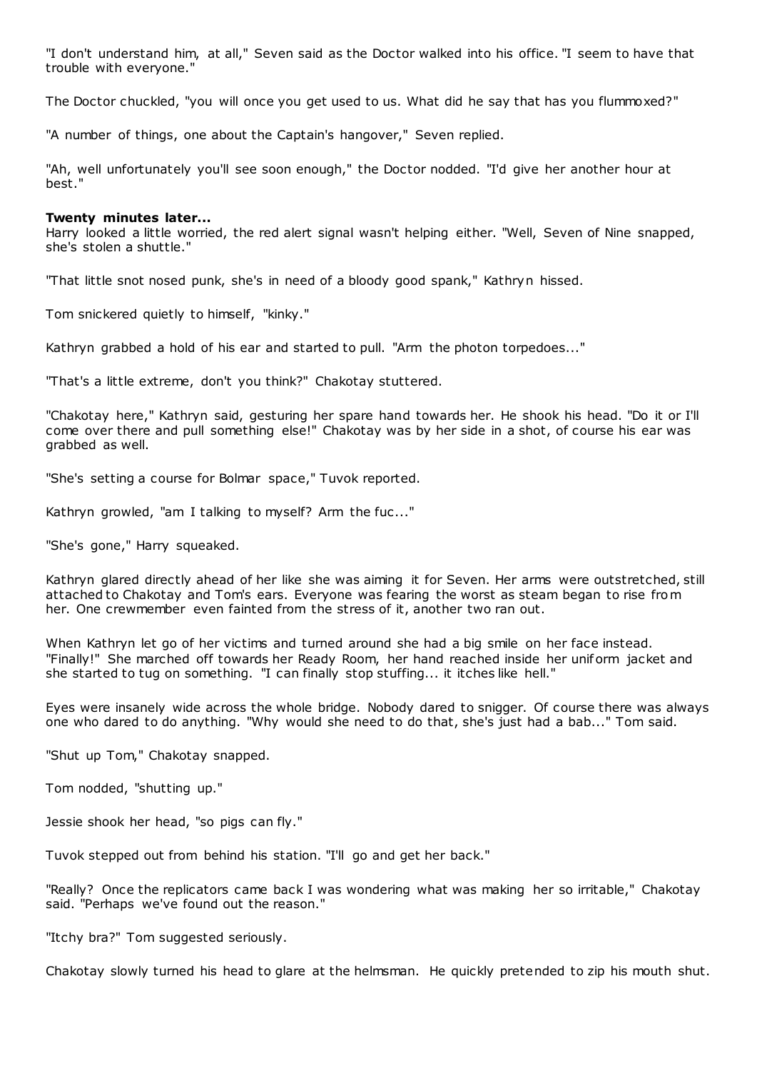"I don't understand him, at all," Seven said as the Doctor walked into his office. "I seem to have that trouble with everyone."

The Doctor chuckled, "you will once you get used to us. What did he say that has you flummoxed?"

"A number of things, one about the Captain's hangover," Seven replied.

"Ah, well unfortunately you'll see soon enough," the Doctor nodded. "I'd give her another hour at best."

**Twenty minutes later...**
Harry looked a little worried, the red alert signal wasn't helping either. "Well, Seven of Nine snapped, she's stolen a shuttle."

"That little snot nosed punk, she's in need of a bloody good spank," Kathryn hissed.

Tom snickered quietly to himself, "kinky."

Kathryn grabbed a hold of his ear and started to pull. "Arm the photon torpedoes..."

"That's a little extreme, don't you think?" Chakotay stuttered.

"Chakotay here," Kathryn said, gesturing her spare hand towards her. He shook his head. "Do it or I'll come over there and pull something else!" Chakotay was by her side in a shot, of course his ear was grabbed as well.

"She's setting a course for Bolmar space," Tuvok reported.

Kathryn growled, "am I talking to myself? Arm the fuc..."

"She's gone," Harry squeaked.

Kathryn glared directly ahead of her like she was aiming it for Seven. Her arms were outstretched, still attached to Chakotay and Tom's ears. Everyone was fearing the worst as steam began to rise from her. One crewmember even fainted from the stress of it, another two ran out.

When Kathryn let go of her victims and turned around she had a big smile on her face instead. "Finally!" She marched off towards her Ready Room, her hand reached inside her uniform jacket and she started to tug on something. "I can finally stop stuffing... it itches like hell."

Eyes were insanely wide across the whole bridge. Nobody dared to snigger. Of course there was always one who dared to do anything. "Why would she need to do that, she's just had a bab..." Tom said.

"Shut up Tom," Chakotay snapped.

Tom nodded, "shutting up."

Jessie shook her head, "so pigs can fly."

Tuvok stepped out from behind his station. "I'll go and get her back."

"Really? Once the replicators came back I was wondering what was making her so irritable," Chakotay said. "Perhaps we've found out the reason."

"Itchy bra?" Tom suggested seriously.

Chakotay slowly turned his head to glare at the helmsman. He quickly pretended to zip his mouth shut.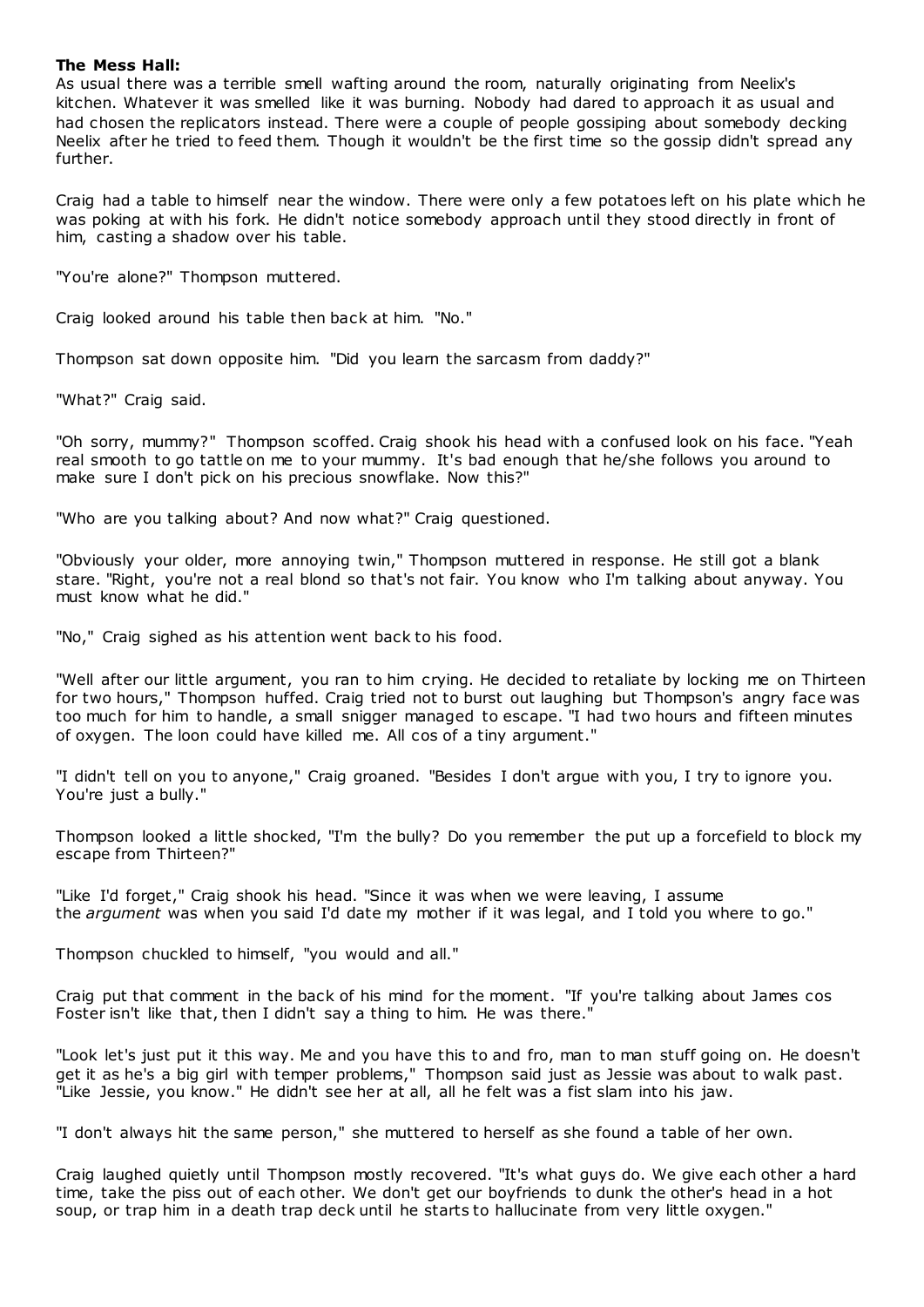**The Mess Hall:**

As usual there was a terrible smell wafting around the room, naturally originating from Neelix's kitchen. Whatever it was smelled like it was burning. Nobody had dared to approach it as usual and had chosen the replicators instead. There were a couple of people gossiping about somebody decking Neelix after he tried to feed them. Though it wouldn't be the first time so the gossip didn't spread any further.

Craig had a table to himself near the window. There were only a few potatoes left on his plate which he was poking at with his fork. He didn't notice somebody approach until they stood directly in front of him, casting a shadow over his table.

"You're alone?" Thompson muttered.

Craig looked around his table then back at him. "No."

Thompson sat down opposite him. "Did you learn the sarcasm from daddy?"

"What?" Craig said.

"Oh sorry, mummy?" Thompson scoffed. Craig shook his head with a confused look on his face. "Yeah real smooth to go tattle on me to your mummy. It's bad enough that he/she follows you around to make sure I don't pick on his precious snowflake. Now this?"

"Who are you talking about? And now what?" Craig questioned.

"Obviously your older, more annoying twin," Thompson muttered in response. He still got a blank stare. "Right, you're not a real blond so that's not fair. You know who I'm talking about anyway. You must know what he did."

"No," Craig sighed as his attention went back to his food.

"Well after our little argument, you ran to him crying. He decided to retaliate by locking me on Thirteen for two hours," Thompson huffed. Craig tried not to burst out laughing but Thompson's angry face was too much for him to handle, a small snigger managed to escape. "I had two hours and fifteen minutes of oxygen. The loon could have killed me. All cos of a tiny argument."

"I didn't tell on you to anyone," Craig groaned. "Besides I don't argue with you, I try to ignore you. You're just a bully."

Thompson looked a little shocked, "I'm the bully? Do you remember the put up a forcefield to block my escape from Thirteen?"

"Like I'd forget," Craig shook his head. "Since it was when we were leaving, I assume the *argument* was when you said I'd date my mother if it was legal, and I told you where to go."

Thompson chuckled to himself, "you would and all."

Craig put that comment in the back of his mind for the moment. "If you're talking about James cos Foster isn't like that, then I didn't say a thing to him. He was there."

"Look let's just put it this way. Me and you have this to and fro, man to man stuff going on. He doesn't get it as he's a big girl with temper problems," Thompson said just as Jessie was about to walk past. "Like Jessie, you know." He didn't see her at all, all he felt was a fist slam into his jaw.

"I don't always hit the same person," she muttered to herself as she found a table of her own.

Craig laughed quietly until Thompson mostly recovered. "It's what guys do. We give each other a hard time, take the piss out of each other. We don't get our boyfriends to dunk the other's head in a hot soup, or trap him in a death trap deck until he starts to hallucinate from very little oxygen."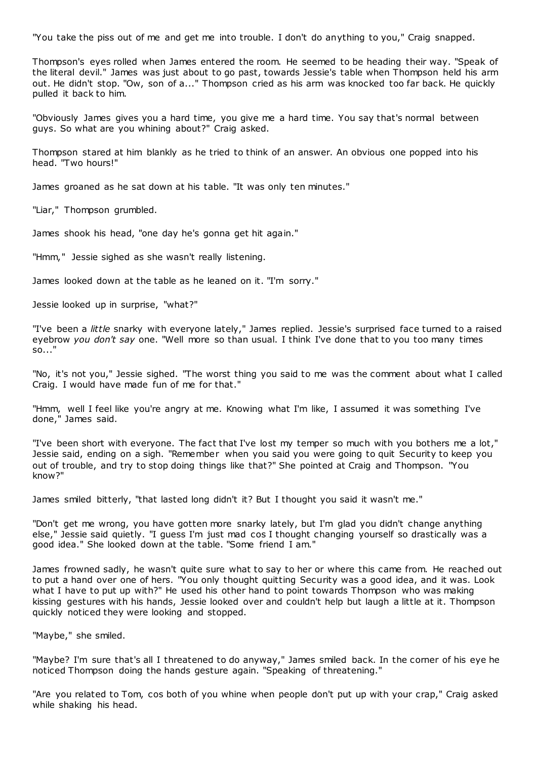"You take the piss out of me and get me into trouble. I don't do anything to you," Craig snapped.

Thompson's eyes rolled when James entered the room. He seemed to be heading their way. "Speak of the literal devil." James was just about to go past, towards Jessie's table when Thompson held his arm out. He didn't stop. "Ow, son of a..." Thompson cried as his arm was knocked too far back. He quickly pulled it back to him.

"Obviously James gives you a hard time, you give me a hard time. You say that's normal between guys. So what are you whining about?" Craig asked.

Thompson stared at him blankly as he tried to think of an answer. An obvious one popped into his head. "Two hours!"

James groaned as he sat down at his table. "It was only ten minutes."

"Liar," Thompson grumbled.

James shook his head, "one day he's gonna get hit again."

"Hmm," Jessie sighed as she wasn't really listening.

James looked down at the table as he leaned on it. "I'm sorry."

Jessie looked up in surprise, "what?"

"I've been a *little* snarky with everyone lately," James replied. Jessie's surprised face turned to a raised eyebrow *you don't say* one. "Well more so than usual. I think I've done that to you too many times so..."

"No, it's not you," Jessie sighed. "The worst thing you said to me was the comment about what I called Craig. I would have made fun of me for that."

"Hmm, well I feel like you're angry at me. Knowing what I'm like, I assumed it was something I've done," James said.

"I've been short with everyone. The fact that I've lost my temper so much with you bothers me a lot," Jessie said, ending on a sigh. "Remember when you said you were going to quit Security to keep you out of trouble, and try to stop doing things like that?" She pointed at Craig and Thompson. "You know?"

James smiled bitterly, "that lasted long didn't it? But I thought you said it wasn't me."

"Don't get me wrong, you have gotten more snarky lately, but I'm glad you didn't change anything else," Jessie said quietly. "I guess I'm just mad cos I thought changing yourself so drastically was a good idea." She looked down at the table. "Some friend I am."

James frowned sadly, he wasn't quite sure what to say to her or where this came from. He reached out to put a hand over one of hers. "You only thought quitting Security was a good idea, and it was. Look what I have to put up with?" He used his other hand to point towards Thompson who was making kissing gestures with his hands, Jessie looked over and couldn't help but laugh a little at it. Thompson quickly noticed they were looking and stopped.

"Maybe," she smiled.

"Maybe? I'm sure that's all I threatened to do anyway," James smiled back. In the corner of his eye he noticed Thompson doing the hands gesture again. "Speaking of threatening."

"Are you related to Tom, cos both of you whine when people don't put up with your crap," Craig asked while shaking his head.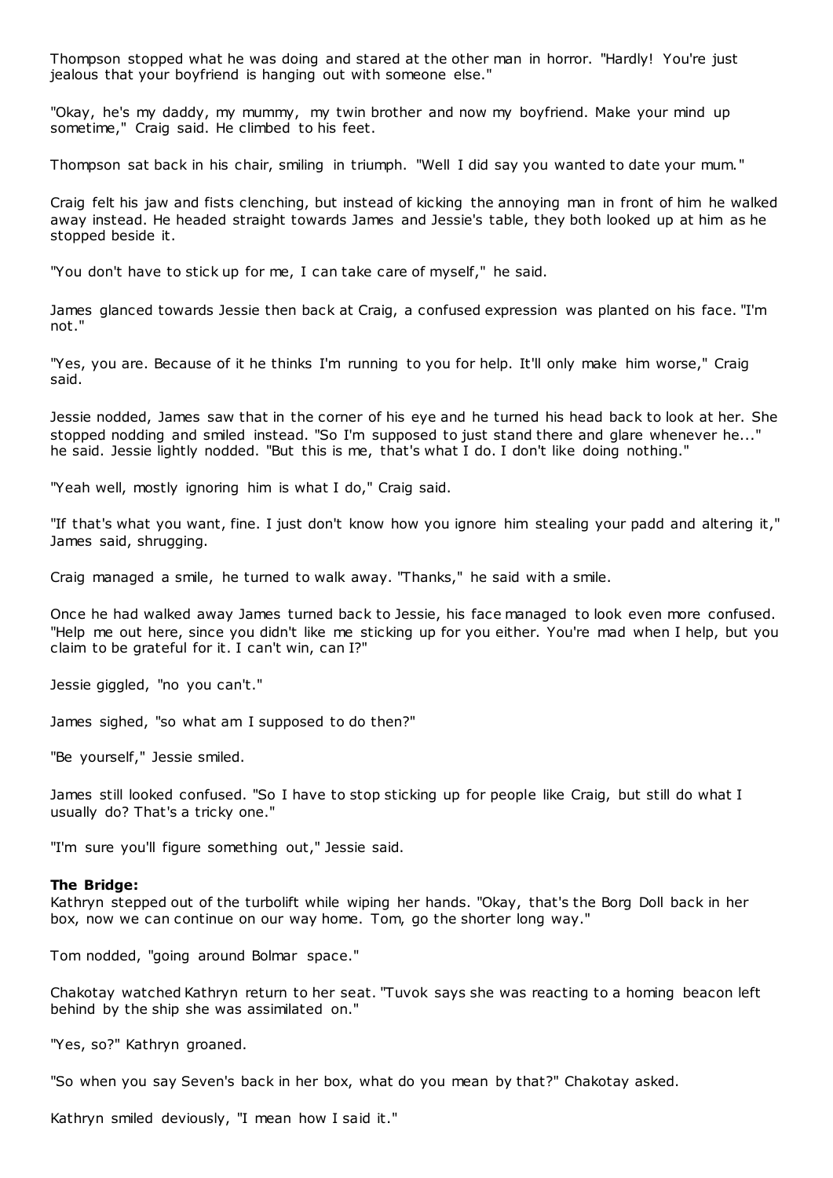Thompson stopped what he was doing and stared at the other man in horror. "Hardly! You're just jealous that your boyfriend is hanging out with someone else."

"Okay, he's my daddy, my mummy, my twin brother and now my boyfriend. Make your mind up sometime," Craig said. He climbed to his feet.

Thompson sat back in his chair, smiling in triumph. "Well I did say you wanted to date your mum."

Craig felt his jaw and fists clenching, but instead of kicking the annoying man in front of him he walked away instead. He headed straight towards James and Jessie's table, they both looked up at him as he stopped beside it.

"You don't have to stick up for me, I can take care of myself," he said.

James glanced towards Jessie then back at Craig, a confused expression was planted on his face. "I'm not."

"Yes, you are. Because of it he thinks I'm running to you for help. It'll only make him worse," Craig said.

Jessie nodded, James saw that in the corner of his eye and he turned his head back to look at her. She stopped nodding and smiled instead. "So I'm supposed to just stand there and glare whenever he..." he said. Jessie lightly nodded. "But this is me, that's what I do. I don't like doing nothing."

"Yeah well, mostly ignoring him is what I do," Craig said.

"If that's what you want, fine. I just don't know how you ignore him stealing your padd and altering it," James said, shrugging.

Craig managed a smile, he turned to walk away. "Thanks," he said with a smile.

Once he had walked away James turned back to Jessie, his face managed to look even more confused. "Help me out here, since you didn't like me sticking up for you either. You're mad when I help, but you claim to be grateful for it. I can't win, can I?"

Jessie giggled, "no you can't."

James sighed, "so what am I supposed to do then?"

"Be yourself," Jessie smiled.

James still looked confused. "So I have to stop sticking up for people like Craig, but still do what I usually do? That's a tricky one."

"I'm sure you'll figure something out," Jessie said.

**The Bridge:**
Kathryn stepped out of the turbolift while wiping her hands. "Okay, that's the Borg Doll back in her box, now we can continue on our way home. Tom, go the shorter long way."

Tom nodded, "going around Bolmar space."

Chakotay watched Kathryn return to her seat. "Tuvok says she was reacting to a homing beacon left behind by the ship she was assimilated on."

"Yes, so?" Kathryn groaned.

"So when you say Seven's back in her box, what do you mean by that?" Chakotay asked.

Kathryn smiled deviously, "I mean how I said it."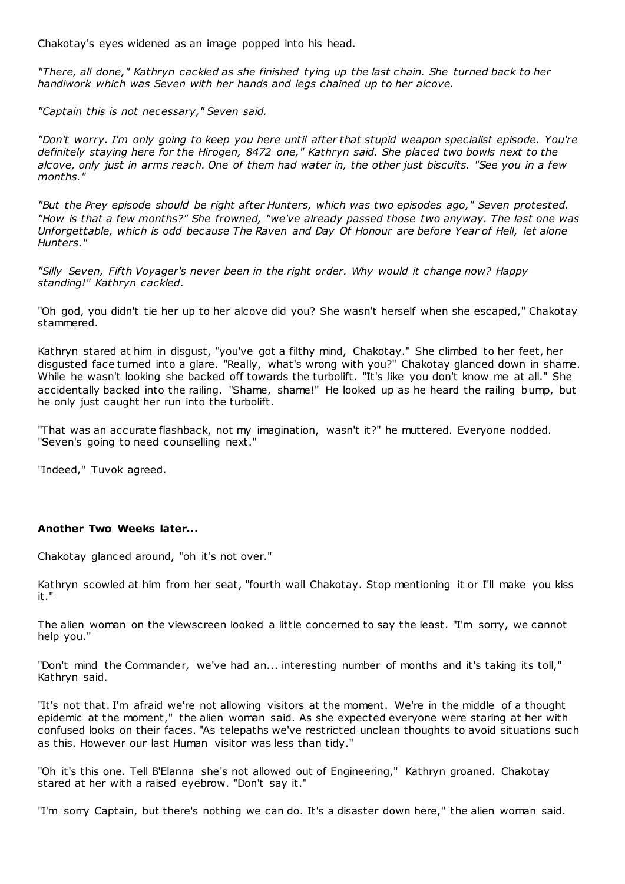Chakotay's eyes widened as an image popped into his head.

*"There, all done," Kathryn cackled as she finished tying up the last chain. She turned back to her handiwork which was Seven with her hands and legs chained up to her alcove.*

*"Captain this is not necessary," Seven said.*

*"Don't worry. I'm only going to keep you here until after that stupid weapon specialist episode. You're definitely staying here for the Hirogen, 8472 one," Kathryn said. She placed two bowls next to the alcove, only just in arms reach. One of them had water in, the other just biscuits. "See you in a few months."*

*"But the Prey episode should be right after Hunters, which was two episodes ago," Seven protested. "How is that a few months?" She frowned, "we've already passed those two anyway. The last one was Unforgettable, which is odd because The Raven and Day Of Honour are before Year of Hell, let alone Hunters."*

*"Silly Seven, Fifth Voyager's never been in the right order. Why would it change now? Happy standing!" Kathryn cackled.*

"Oh god, you didn't tie her up to her alcove did you? She wasn't herself when she escaped," Chakotay stammered.

Kathryn stared at him in disgust, "you've got a filthy mind, Chakotay." She climbed to her feet, her disgusted face turned into a glare. "Really, what's wrong with you?" Chakotay glanced down in shame. While he wasn't looking she backed off towards the turbolift. "It's like you don't know me at all." She accidentally backed into the railing. "Shame, shame!" He looked up as he heard the railing bump, but he only just caught her run into the turbolift.

"That was an accurate flashback, not my imagination, wasn't it?" he muttered. Everyone nodded. "Seven's going to need counselling next."

"Indeed," Tuvok agreed.

**Another Two Weeks later...**

Chakotay glanced around, "oh it's not over."

Kathryn scowled at him from her seat, "fourth wall Chakotay. Stop mentioning it or I'll make you kiss it."

The alien woman on the viewscreen looked a little concerned to say the least. "I'm sorry, we cannot help you."

"Don't mind the Commander, we've had an... interesting number of months and it's taking its toll," Kathryn said.

"It's not that. I'm afraid we're not allowing visitors at the moment. We're in the middle of a thought epidemic at the moment," the alien woman said. As she expected everyone were staring at her with confused looks on their faces. "As telepaths we've restricted unclean thoughts to avoid situations such as this. However our last Human visitor was less than tidy."

"Oh it's this one. Tell B'Elanna she's not allowed out of Engineering," Kathryn groaned. Chakotay stared at her with a raised eyebrow. "Don't say it."

"I'm sorry Captain, but there's nothing we can do. It's a disaster down here," the alien woman said.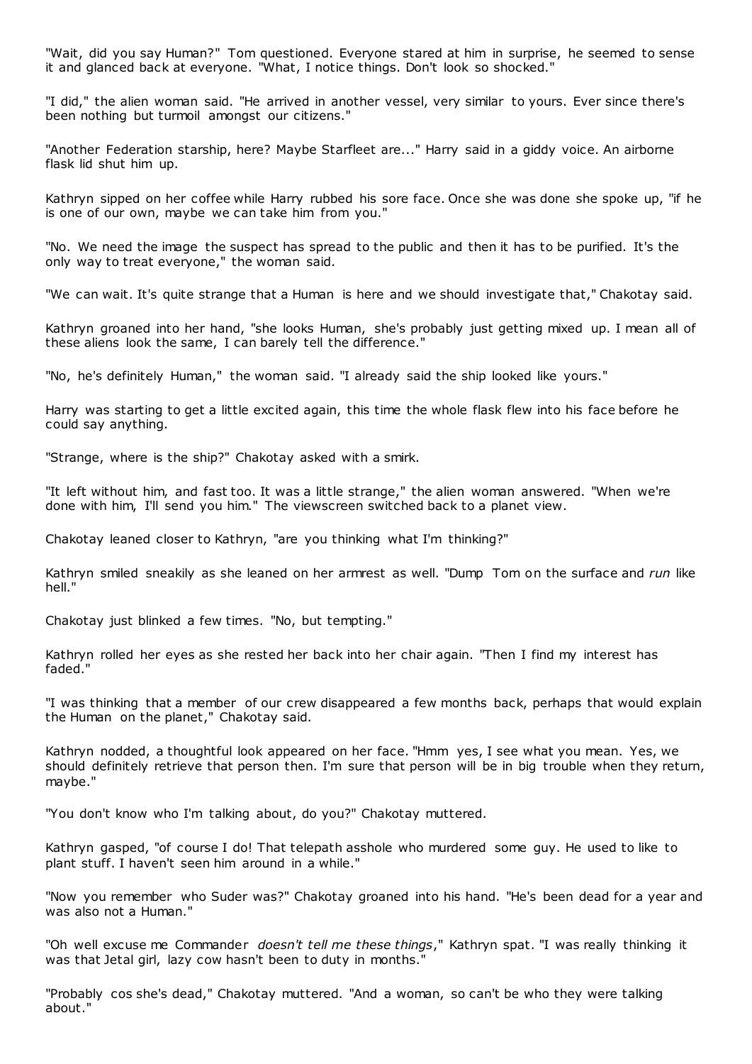"Wait, did you say Human?" Tom questioned. Everyone stared at him in surprise, he seemed to sense it and glanced back at everyone. "What, I notice things. Don't look so shocked."

"I did," the alien woman said. "He arrived in another vessel, very similar to yours. Ever since there's been nothing but turmoil amongst our citizens."

"Another Federation starship, here? Maybe Starfleet are..." Harry said in a giddy voice. An airborne flask lid shut him up.

Kathryn sipped on her coffee while Harry rubbed his sore face. Once she was done she spoke up, "if he is one of our own, maybe we can take him from you."

"No. We need the image the suspect has spread to the public and then it has to be purified. It's the only way to treat everyone," the woman said.

"We can wait. It's quite strange that a Human is here and we should investigate that," Chakotay said.

Kathryn groaned into her hand, "she looks Human, she's probably just getting mixed up. I mean all of these aliens look the same, I can barely tell the difference."

"No, he's definitely Human," the woman said. "I already said the ship looked like yours."

Harry was starting to get a little excited again, this time the whole flask flew into his face before he could say anything.

"Strange, where is the ship?" Chakotay asked with a smirk.

"It left without him, and fast too. It was a little strange," the alien woman answered. "When we're done with him, I'll send you him." The viewscreen switched back to a planet view.

Chakotay leaned closer to Kathryn, "are you thinking what I'm thinking?"

Kathryn smiled sneakily as she leaned on her armrest as well. "Dump Tom on the surface and *run* like hell."

Chakotay just blinked a few times. "No, but tempting."

Kathryn rolled her eyes as she rested her back into her chair again. "Then I find my interest has faded."

"I was thinking that a member of our crew disappeared a few months back, perhaps that would explain the Human on the planet," Chakotay said.

Kathryn nodded, a thoughtful look appeared on her face. "Hmm yes, I see what you mean. Yes, we should definitely retrieve that person then. I'm sure that person will be in big trouble when they return, maybe."

"You don't know who I'm talking about, do you?" Chakotay muttered.

Kathryn gasped, "of course I do! That telepath asshole who murdered some guy. He used to like to plant stuff. I haven't seen him around in a while."

"Now you remember who Suder was?" Chakotay groaned into his hand. "He's been dead for a year and was also not a Human."

"Oh well excuse me Commander *doesn't tell me these things*," Kathryn spat. "I was really thinking it was that Jetal girl, lazy cow hasn't been to duty in months."

"Probably cos she's dead," Chakotay muttered. "And a woman, so can't be who they were talking about."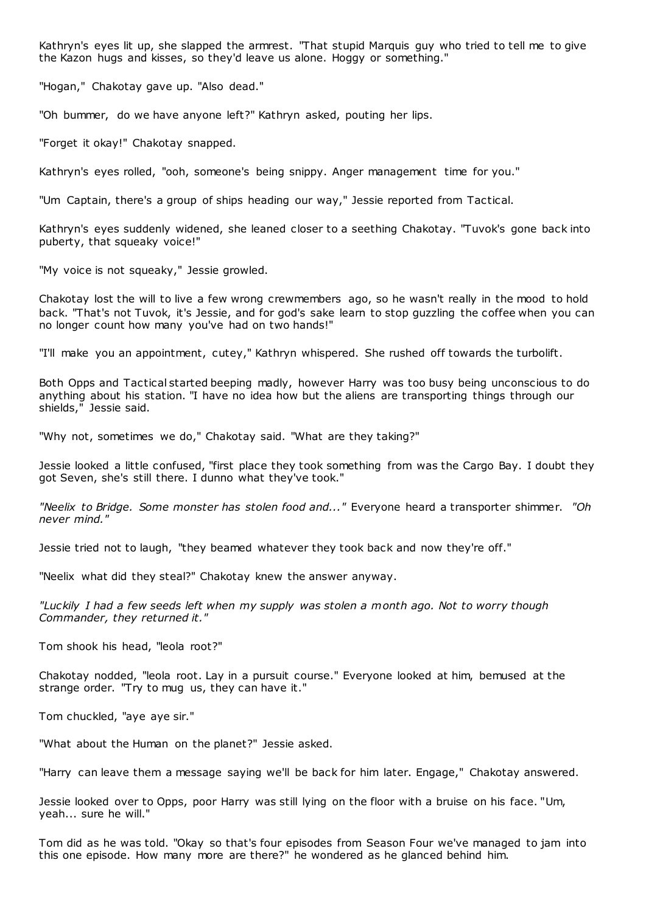Kathryn's eyes lit up, she slapped the armrest. "That stupid Marquis guy who tried to tell me to give the Kazon hugs and kisses, so they'd leave us alone. Hoggy or something."

"Hogan," Chakotay gave up. "Also dead."

"Oh bummer, do we have anyone left?" Kathryn asked, pouting her lips.

"Forget it okay!" Chakotay snapped.

Kathryn's eyes rolled, "ooh, someone's being snippy. Anger management time for you."

"Um Captain, there's a group of ships heading our way," Jessie reported from Tactical.

Kathryn's eyes suddenly widened, she leaned closer to a seething Chakotay. "Tuvok's gone back into puberty, that squeaky voice!"

"My voice is not squeaky," Jessie growled.

Chakotay lost the will to live a few wrong crewmembers ago, so he wasn't really in the mood to hold back. "That's not Tuvok, it's Jessie, and for god's sake learn to stop guzzling the coffee when you can no longer count how many you've had on two hands!"

"I'll make you an appointment, cutey," Kathryn whispered. She rushed off towards the turbolift.

Both Opps and Tactical started beeping madly, however Harry was too busy being unconscious to do anything about his station. "I have no idea how but the aliens are transporting things through our shields," Jessie said.

"Why not, sometimes we do," Chakotay said. "What are they taking?"

Jessie looked a little confused, "first place they took something from was the Cargo Bay. I doubt they got Seven, she's still there. I dunno what they've took."

*"Neelix to Bridge. Some monster has stolen food and..."* Everyone heard a transporter shimmer. *"Oh never mind."*

Jessie tried not to laugh, "they beamed whatever they took back and now they're off."

"Neelix what did they steal?" Chakotay knew the answer anyway.

*"Luckily I had a few seeds left when my supply was stolen a month ago. Not to worry though Commander, they returned it."*

Tom shook his head, "leola root?"

Chakotay nodded, "leola root. Lay in a pursuit course." Everyone looked at him, bemused at the strange order. "Try to mug us, they can have it."

Tom chuckled, "aye aye sir."

"What about the Human on the planet?" Jessie asked.

"Harry can leave them a message saying we'll be back for him later. Engage," Chakotay answered.

Jessie looked over to Opps, poor Harry was still lying on the floor with a bruise on his face. "Um, yeah... sure he will."

Tom did as he was told. "Okay so that's four episodes from Season Four we've managed to jam into this one episode. How many more are there?" he wondered as he glanced behind him.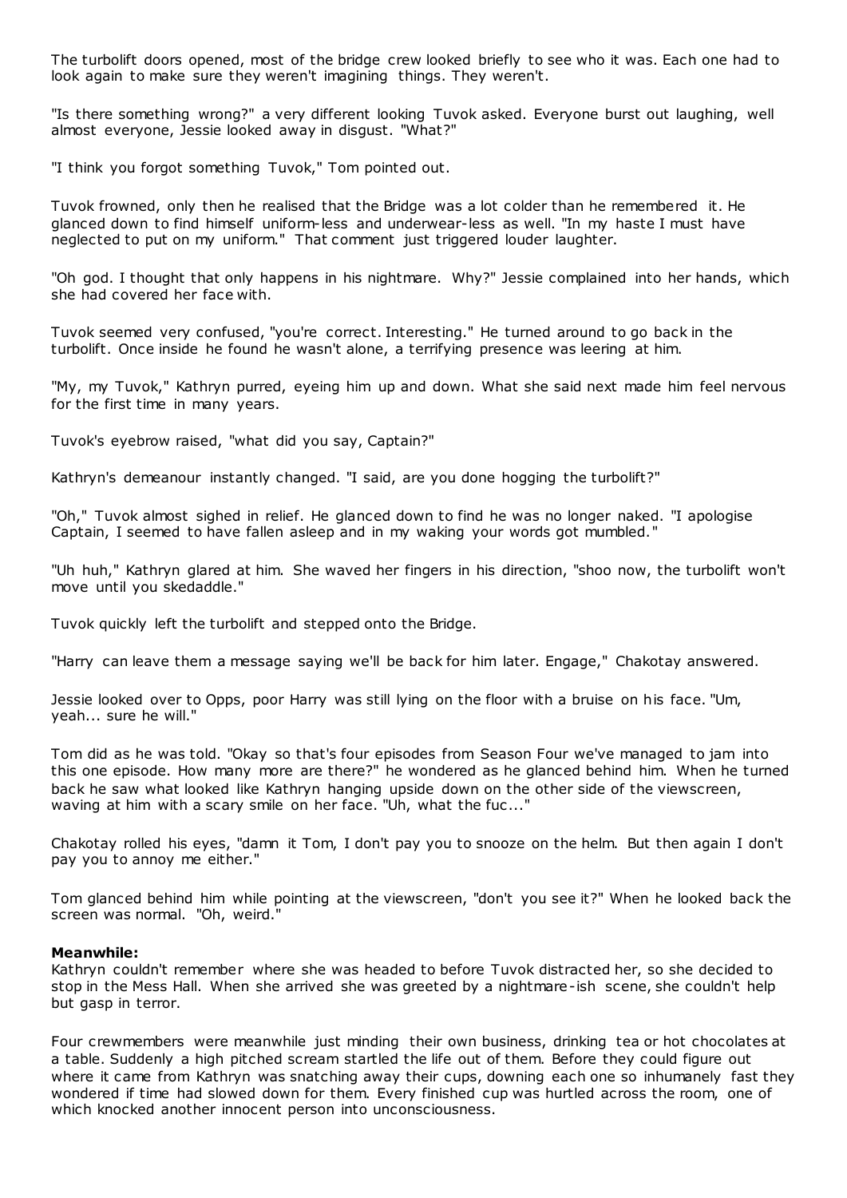The turbolift doors opened, most of the bridge crew looked briefly to see who it was. Each one had to look again to make sure they weren't imagining things. They weren't.

"Is there something wrong?" a very different looking Tuvok asked. Everyone burst out laughing, well almost everyone, Jessie looked away in disgust. "What?"

"I think you forgot something Tuvok," Tom pointed out.

Tuvok frowned, only then he realised that the Bridge was a lot colder than he remembered it. He glanced down to find himself uniform-less and underwear-less as well. "In my haste I must have neglected to put on my uniform." That comment just triggered louder laughter.

"Oh god. I thought that only happens in his nightmare. Why?" Jessie complained into her hands, which she had covered her face with.

Tuvok seemed very confused, "you're correct. Interesting." He turned around to go back in the turbolift. Once inside he found he wasn't alone, a terrifying presence was leering at him.

"My, my Tuvok," Kathryn purred, eyeing him up and down. What she said next made him feel nervous for the first time in many years.

Tuvok's eyebrow raised, "what did you say, Captain?"

Kathryn's demeanour instantly changed. "I said, are you done hogging the turbolift?"

"Oh," Tuvok almost sighed in relief. He glanced down to find he was no longer naked. "I apologise Captain, I seemed to have fallen asleep and in my waking your words got mumbled."

"Uh huh," Kathryn glared at him. She waved her fingers in his direction, "shoo now, the turbolift won't move until you skedaddle."

Tuvok quickly left the turbolift and stepped onto the Bridge.

"Harry can leave them a message saying we'll be back for him later. Engage," Chakotay answered.

Jessie looked over to Opps, poor Harry was still lying on the floor with a bruise on his face. "Um, yeah... sure he will."

Tom did as he was told. "Okay so that's four episodes from Season Four we've managed to jam into this one episode. How many more are there?" he wondered as he glanced behind him. When he turned back he saw what looked like Kathryn hanging upside down on the other side of the viewscreen, waving at him with a scary smile on her face. "Uh, what the fuc..."

Chakotay rolled his eyes, "damn it Tom, I don't pay you to snooze on the helm. But then again I don't pay you to annoy me either."

Tom glanced behind him while pointing at the viewscreen, "don't you see it?" When he looked back the screen was normal. "Oh, weird."

**Meanwhile:**

Kathryn couldn't remember where she was headed to before Tuvok distracted her, so she decided to stop in the Mess Hall. When she arrived she was greeted by a nightmare-ish scene, she couldn't help but gasp in terror.

Four crewmembers were meanwhile just minding their own business, drinking tea or hot chocolates at a table. Suddenly a high pitched scream startled the life out of them. Before they could figure out where it came from Kathryn was snatching away their cups, downing each one so inhumanely fast they wondered if time had slowed down for them. Every finished cup was hurtled across the room, one of which knocked another innocent person into unconsciousness.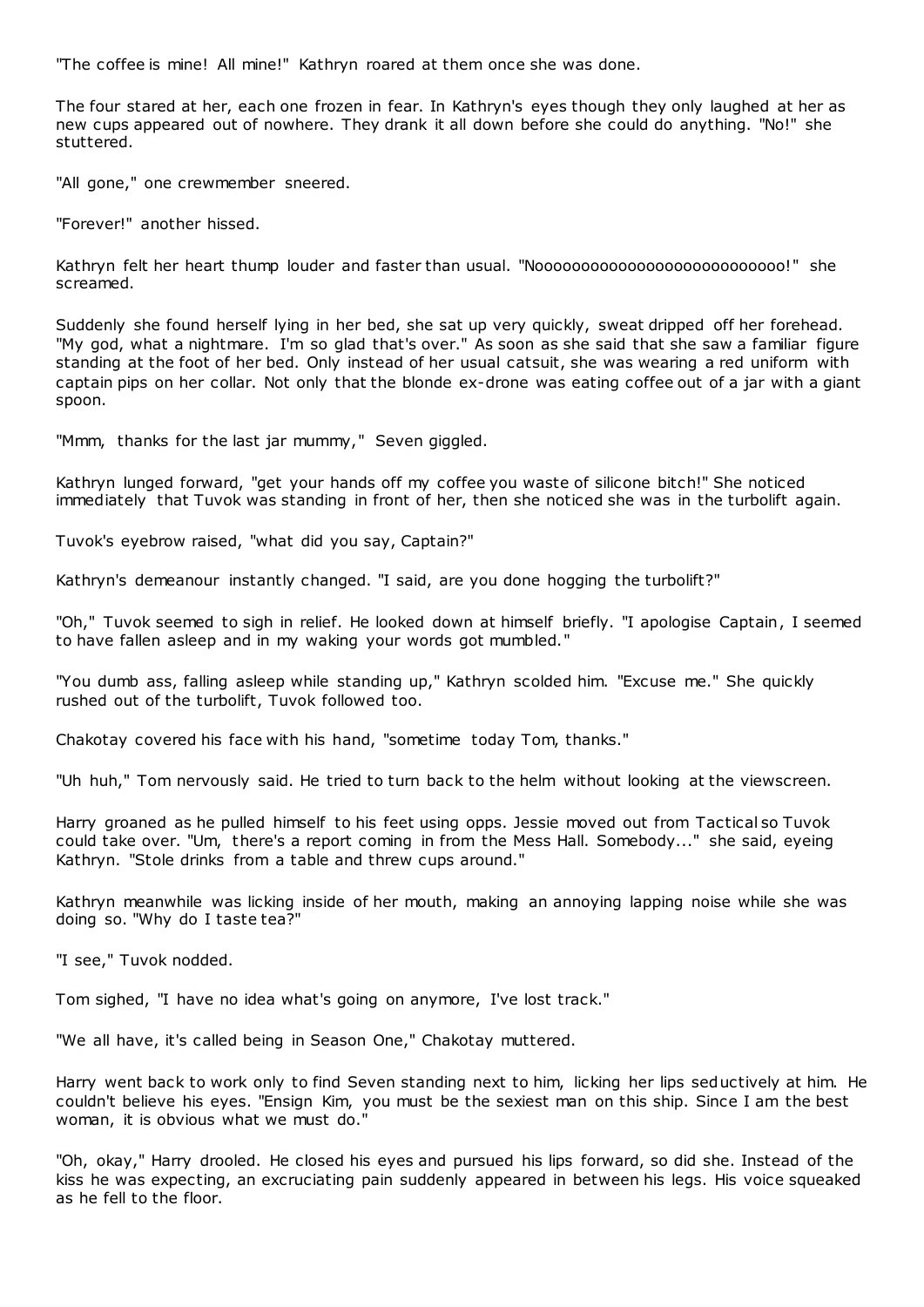"The coffee is mine! All mine!" Kathryn roared at them once she was done.

The four stared at her, each one frozen in fear. In Kathryn's eyes though they only laughed at her as new cups appeared out of nowhere. They drank it all down before she could do anything. "No!" she stuttered.

"All gone," one crewmember sneered.

"Forever!" another hissed.

Kathryn felt her heart thump louder and faster than usual. "Nooooooooooooooooooooooooooo!" she screamed.

Suddenly she found herself lying in her bed, she sat up very quickly, sweat dripped off her forehead. "My god, what a nightmare. I'm so glad that's over." As soon as she said that she saw a familiar figure standing at the foot of her bed. Only instead of her usual catsuit, she was wearing a red uniform with captain pips on her collar. Not only that the blonde ex-drone was eating coffee out of a jar with a giant spoon.

"Mmm, thanks for the last jar mummy," Seven giggled.

Kathryn lunged forward, "get your hands off my coffee you waste of silicone bitch!" She noticed immediately that Tuvok was standing in front of her, then she noticed she was in the turbolift again.

Tuvok's eyebrow raised, "what did you say, Captain?"

Kathryn's demeanour instantly changed. "I said, are you done hogging the turbolift?"

"Oh," Tuvok seemed to sigh in relief. He looked down at himself briefly. "I apologise Captain, I seemed to have fallen asleep and in my waking your words got mumbled."

"You dumb ass, falling asleep while standing up," Kathryn scolded him. "Excuse me." She quickly rushed out of the turbolift, Tuvok followed too.

Chakotay covered his face with his hand, "sometime today Tom, thanks."

"Uh huh," Tom nervously said. He tried to turn back to the helm without looking at the viewscreen.

Harry groaned as he pulled himself to his feet using opps. Jessie moved out from Tactical so Tuvok could take over. "Um, there's a report coming in from the Mess Hall. Somebody..." she said, eyeing Kathryn. "Stole drinks from a table and threw cups around."

Kathryn meanwhile was licking inside of her mouth, making an annoying lapping noise while she was doing so. "Why do I taste tea?"

"I see," Tuvok nodded.

Tom sighed, "I have no idea what's going on anymore, I've lost track."

"We all have, it's called being in Season One," Chakotay muttered.

Harry went back to work only to find Seven standing next to him, licking her lips seductively at him. He couldn't believe his eyes. "Ensign Kim, you must be the sexiest man on this ship. Since I am the best woman, it is obvious what we must do."

"Oh, okay," Harry drooled. He closed his eyes and pursued his lips forward, so did she. Instead of the kiss he was expecting, an excruciating pain suddenly appeared in between his legs. His voice squeaked as he fell to the floor.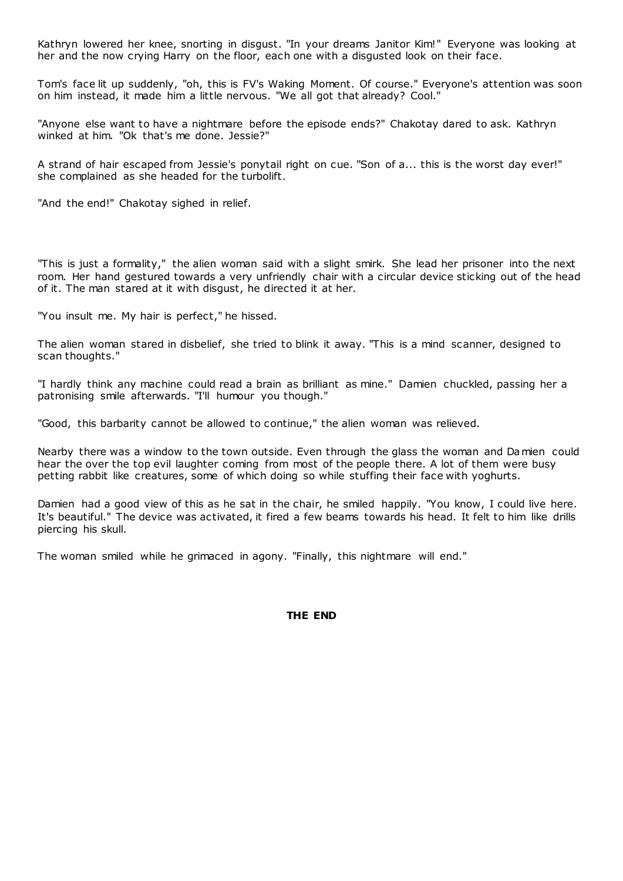Kathryn lowered her knee, snorting in disgust. "In your dreams Janitor Kim!" Everyone was looking at her and the now crying Harry on the floor, each one with a disgusted look on their face.

Tom's face lit up suddenly, "oh, this is FV's Waking Moment. Of course." Everyone's attention was soon on him instead, it made him a little nervous. "We all got that already? Cool."

"Anyone else want to have a nightmare before the episode ends?" Chakotay dared to ask. Kathryn winked at him. "Ok that's me done. Jessie?"

A strand of hair escaped from Jessie's ponytail right on cue. "Son of a... this is the worst day ever!" she complained as she headed for the turbolift.

"And the end!" Chakotay sighed in relief.

"This is just a formality," the alien woman said with a slight smirk. She lead her prisoner into the next room. Her hand gestured towards a very unfriendly chair with a circular device sticking out of the head of it. The man stared at it with disgust, he directed it at her.

"You insult me. My hair is perfect," he hissed.

The alien woman stared in disbelief, she tried to blink it away. "This is a mind scanner, designed to scan thoughts."

"I hardly think any machine could read a brain as brilliant as mine." Damien chuckled, passing her a patronising smile afterwards. "I'll humour you though."

"Good, this barbarity cannot be allowed to continue," the alien woman was relieved.

Nearby there was a window to the town outside. Even through the glass the woman and Damien could hear the over the top evil laughter coming from most of the people there. A lot of them were busy petting rabbit like creatures, some of which doing so while stuffing their face with yoghurts.

Damien had a good view of this as he sat in the chair, he smiled happily. "You know, I could live here. It's beautiful." The device was activated, it fired a few beams towards his head. It felt to him like drills piercing his skull.

The woman smiled while he grimaced in agony. "Finally, this nightmare will end."

**THE END**